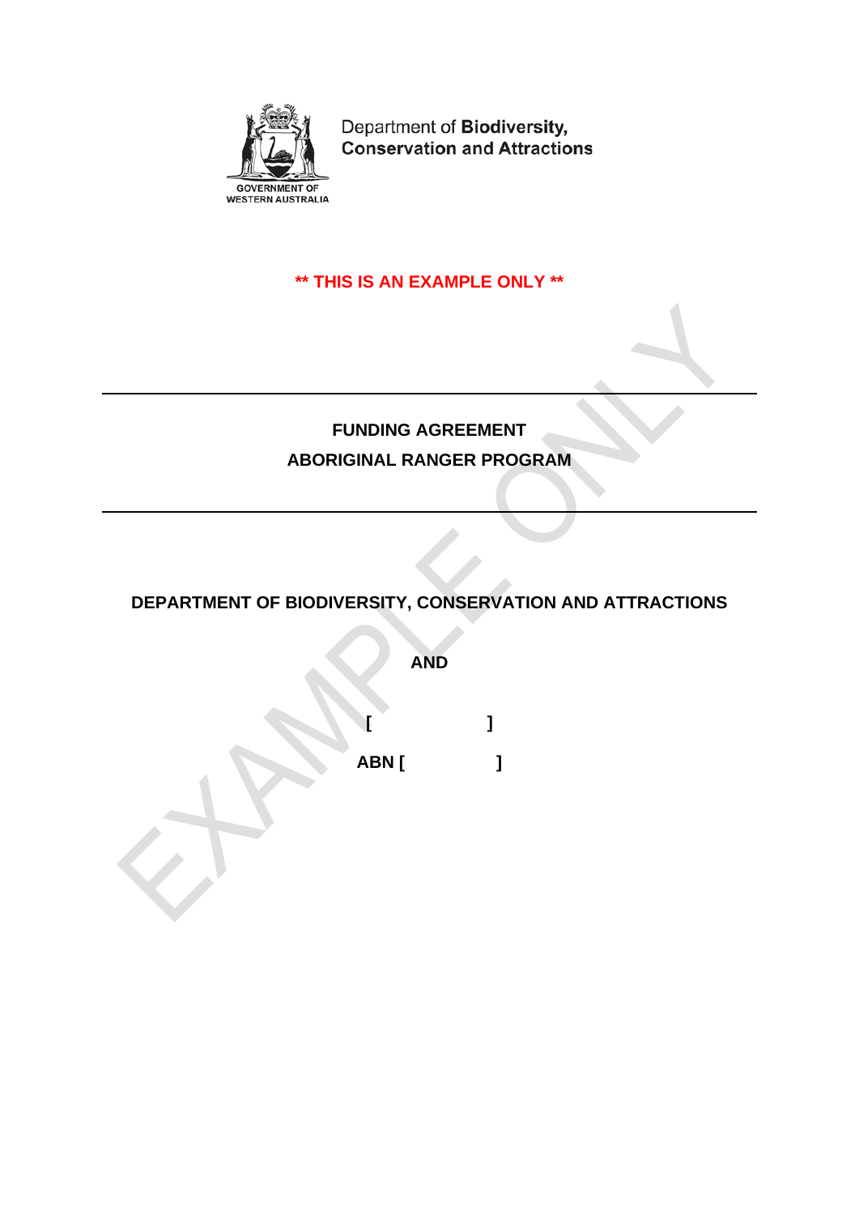Department of **Biodiversity, Conservation and Attractions**

GOVERNMENT OF WESTERN AUSTRALIA

**\*\* THIS IS AN EXAMPLE ONLY \*\***

---

# FUNDING AGREEMENT
## ABORIGINAL RANGER PROGRAM

---

**DEPARTMENT OF BIODIVERSITY, CONSERVATION AND ATTRACTIONS**

**AND**

**[ ]**

**ABN [ ]**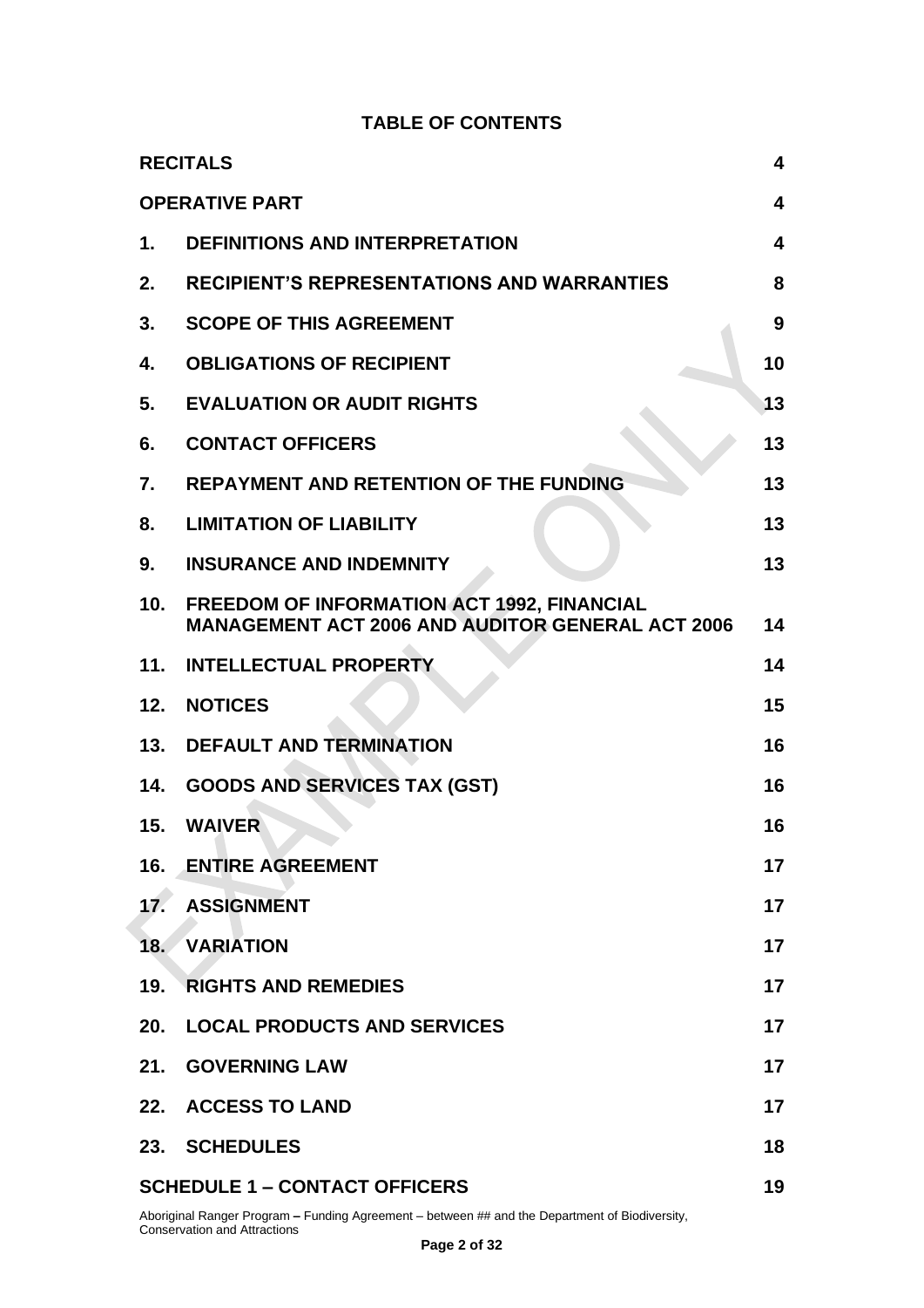## TABLE OF CONTENTS

| | | |
|---|---|---|
| **RECITALS** | | **4** |
| **OPERATIVE PART** | | **4** |
| **1.** | **DEFINITIONS AND INTERPRETATION** | **4** |
| **2.** | **RECIPIENT'S REPRESENTATIONS AND WARRANTIES** | **8** |
| **3.** | **SCOPE OF THIS AGREEMENT** | **9** |
| **4.** | **OBLIGATIONS OF RECIPIENT** | **10** |
| **5.** | **EVALUATION OR AUDIT RIGHTS** | **13** |
| **6.** | **CONTACT OFFICERS** | **13** |
| **7.** | **REPAYMENT AND RETENTION OF THE FUNDING** | **13** |
| **8.** | **LIMITATION OF LIABILITY** | **13** |
| **9.** | **INSURANCE AND INDEMNITY** | **13** |
| **10.** | **FREEDOM OF INFORMATION ACT 1992, FINANCIAL MANAGEMENT ACT 2006 AND AUDITOR GENERAL ACT 2006** | **14** |
| **11.** | **INTELLECTUAL PROPERTY** | **14** |
| **12.** | **NOTICES** | **15** |
| **13.** | **DEFAULT AND TERMINATION** | **16** |
| **14.** | **GOODS AND SERVICES TAX (GST)** | **16** |
| **15.** | **WAIVER** | **16** |
| **16.** | **ENTIRE AGREEMENT** | **17** |
| **17.** | **ASSIGNMENT** | **17** |
| **18.** | **VARIATION** | **17** |
| **19.** | **RIGHTS AND REMEDIES** | **17** |
| **20.** | **LOCAL PRODUCTS AND SERVICES** | **17** |
| **21.** | **GOVERNING LAW** | **17** |
| **22.** | **ACCESS TO LAND** | **17** |
| **23.** | **SCHEDULES** | **18** |
| **SCHEDULE 1 – CONTACT OFFICERS** | | **19** |

EXAMPLE ONLY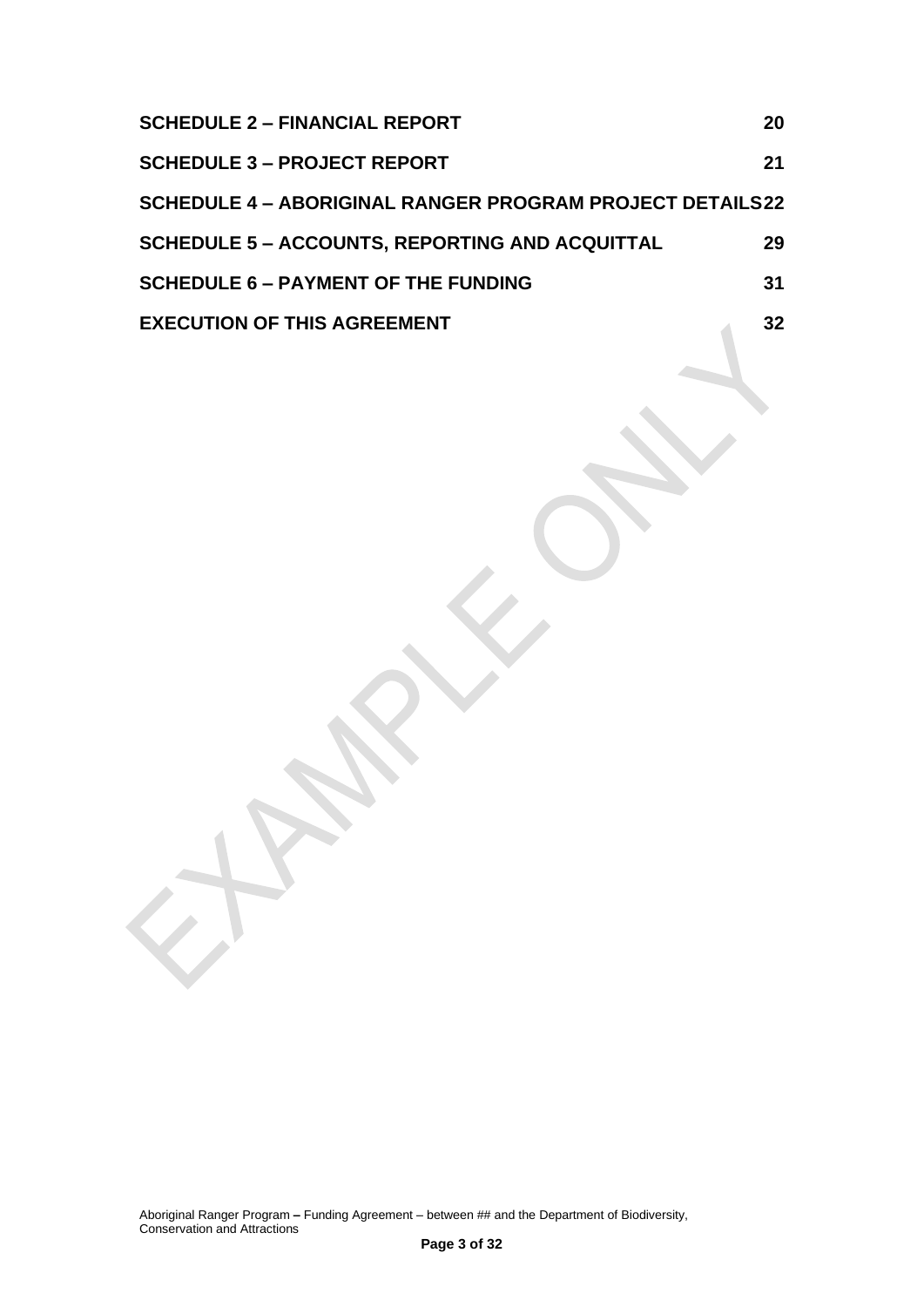**SCHEDULE 2 – FINANCIAL REPORT** 20

**SCHEDULE 3 – PROJECT REPORT** 21

**SCHEDULE 4 – ABORIGINAL RANGER PROGRAM PROJECT DETAILS** 22

**SCHEDULE 5 – ACCOUNTS, REPORTING AND ACQUITTAL** 29

**SCHEDULE 6 – PAYMENT OF THE FUNDING** 31

**EXECUTION OF THIS AGREEMENT** 32

EXAMPLE ONLY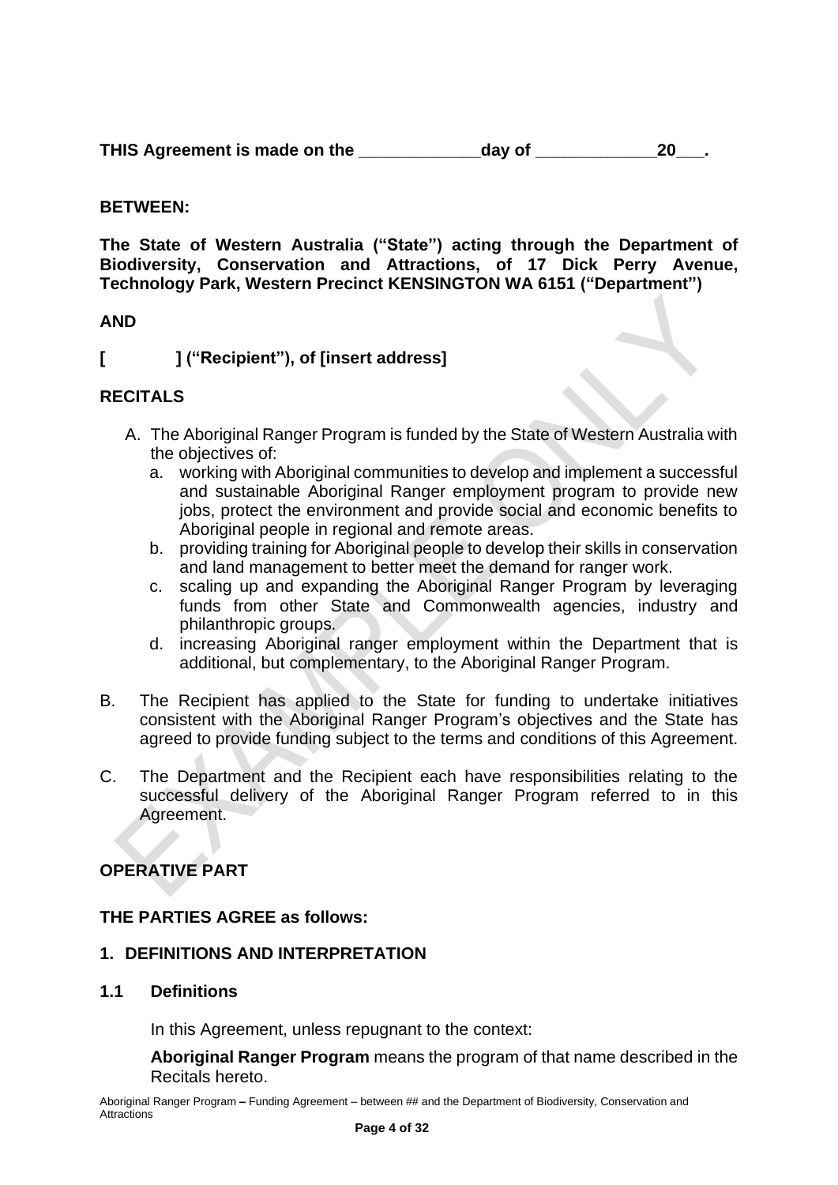**THIS Agreement is made on the \_\_\_\_\_\_\_\_\_\_\_\_\_day of \_\_\_\_\_\_\_\_\_\_\_\_\_20\_\_\_.**

**BETWEEN:**

**The State of Western Australia ("State") acting through the Department of Biodiversity, Conservation and Attractions, of 17 Dick Perry Avenue, Technology Park, Western Precinct KENSINGTON WA 6151 ("Department")**

**AND**

**[ ] ("Recipient"), of [insert address]**

**RECITALS**

A. The Aboriginal Ranger Program is funded by the State of Western Australia with the objectives of:
   a. working with Aboriginal communities to develop and implement a successful and sustainable Aboriginal Ranger employment program to provide new jobs, protect the environment and provide social and economic benefits to Aboriginal people in regional and remote areas.
   b. providing training for Aboriginal people to develop their skills in conservation and land management to better meet the demand for ranger work.
   c. scaling up and expanding the Aboriginal Ranger Program by leveraging funds from other State and Commonwealth agencies, industry and philanthropic groups.
   d. increasing Aboriginal ranger employment within the Department that is additional, but complementary, to the Aboriginal Ranger Program.

B. The Recipient has applied to the State for funding to undertake initiatives consistent with the Aboriginal Ranger Program's objectives and the State has agreed to provide funding subject to the terms and conditions of this Agreement.

C. The Department and the Recipient each have responsibilities relating to the successful delivery of the Aboriginal Ranger Program referred to in this Agreement.

**OPERATIVE PART**

**THE PARTIES AGREE as follows:**

**1. DEFINITIONS AND INTERPRETATION**

**1.1 Definitions**

In this Agreement, unless repugnant to the context:

**Aboriginal Ranger Program** means the program of that name described in the Recitals hereto.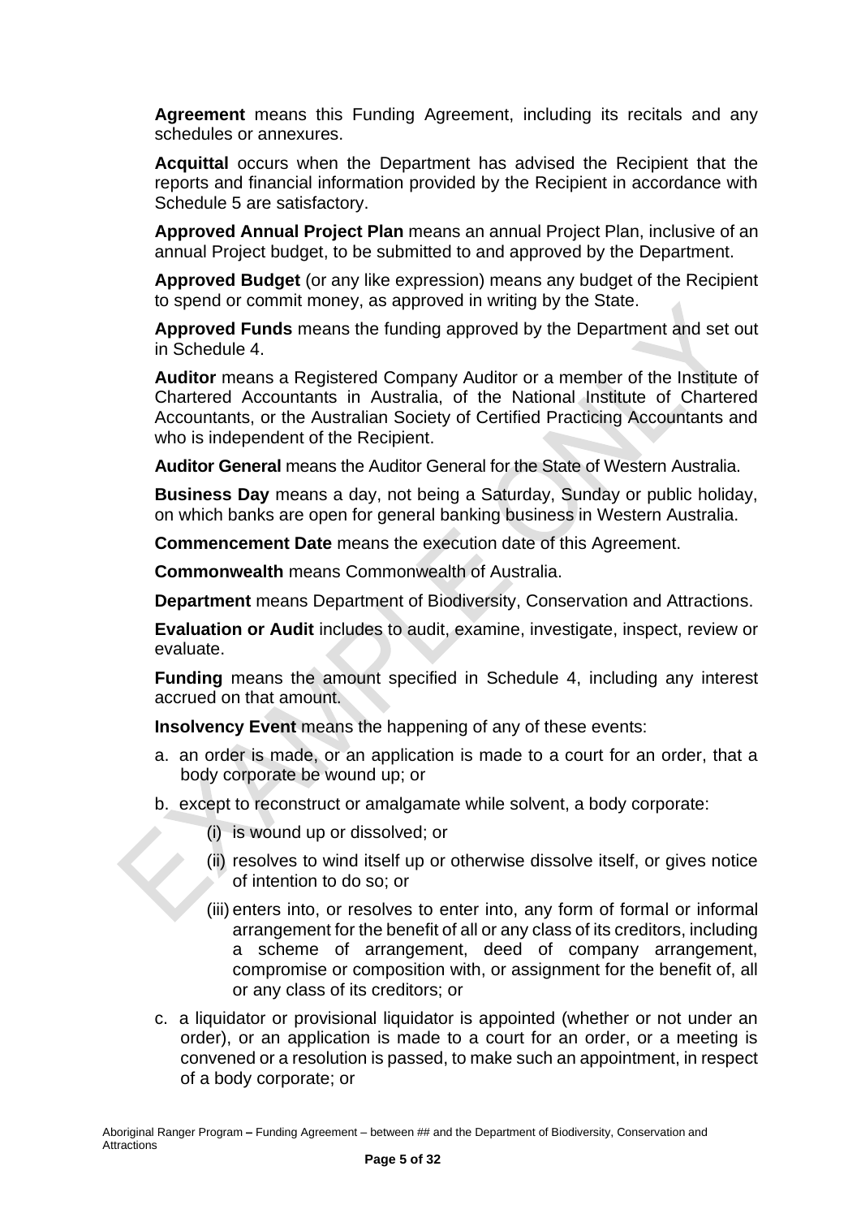**Agreement** means this Funding Agreement, including its recitals and any schedules or annexures.

**Acquittal** occurs when the Department has advised the Recipient that the reports and financial information provided by the Recipient in accordance with Schedule 5 are satisfactory.

**Approved Annual Project Plan** means an annual Project Plan, inclusive of an annual Project budget, to be submitted to and approved by the Department.

**Approved Budget** (or any like expression) means any budget of the Recipient to spend or commit money, as approved in writing by the State.

**Approved Funds** means the funding approved by the Department and set out in Schedule 4.

**Auditor** means a Registered Company Auditor or a member of the Institute of Chartered Accountants in Australia, of the National Institute of Chartered Accountants, or the Australian Society of Certified Practicing Accountants and who is independent of the Recipient.

**Auditor General** means the Auditor General for the State of Western Australia.

**Business Day** means a day, not being a Saturday, Sunday or public holiday, on which banks are open for general banking business in Western Australia.

**Commencement Date** means the execution date of this Agreement.

**Commonwealth** means Commonwealth of Australia.

**Department** means Department of Biodiversity, Conservation and Attractions.

**Evaluation or Audit** includes to audit, examine, investigate, inspect, review or evaluate.

**Funding** means the amount specified in Schedule 4, including any interest accrued on that amount.

**Insolvency Event** means the happening of any of these events:

a. an order is made, or an application is made to a court for an order, that a body corporate be wound up; or

b. except to reconstruct or amalgamate while solvent, a body corporate:

   (i) is wound up or dissolved; or

   (ii) resolves to wind itself up or otherwise dissolve itself, or gives notice of intention to do so; or

   (iii) enters into, or resolves to enter into, any form of formal or informal arrangement for the benefit of all or any class of its creditors, including a scheme of arrangement, deed of company arrangement, compromise or composition with, or assignment for the benefit of, all or any class of its creditors; or

c. a liquidator or provisional liquidator is appointed (whether or not under an order), or an application is made to a court for an order, or a meeting is convened or a resolution is passed, to make such an appointment, in respect of a body corporate; or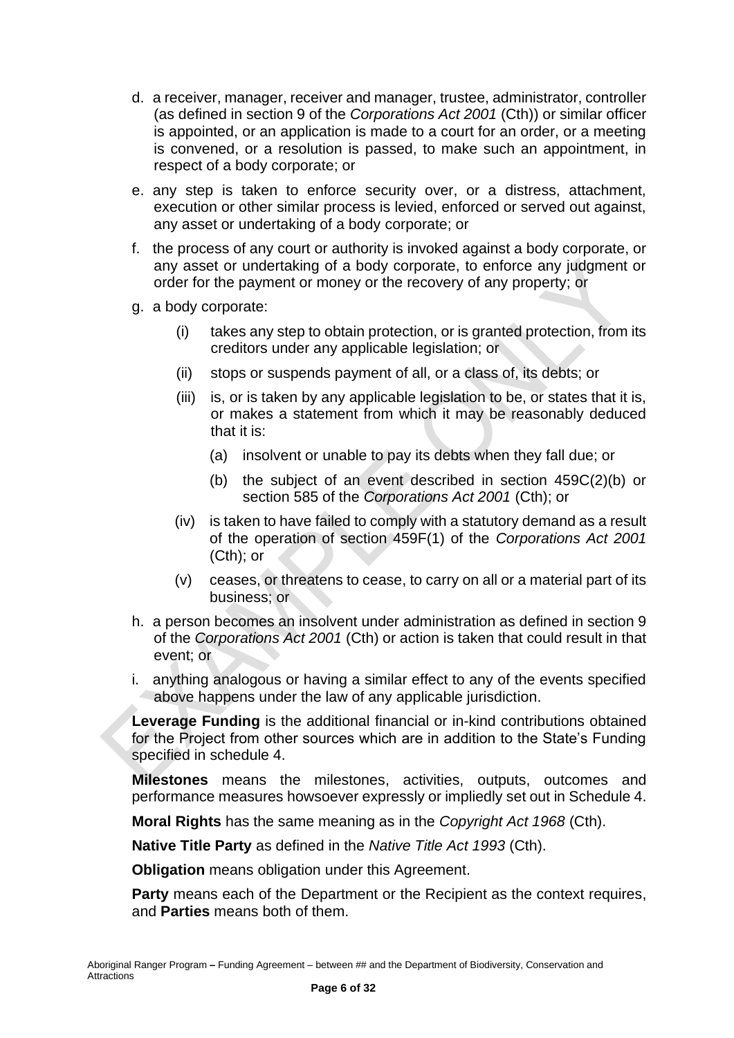d. a receiver, manager, receiver and manager, trustee, administrator, controller (as defined in section 9 of the *Corporations Act 2001* (Cth)) or similar officer is appointed, or an application is made to a court for an order, or a meeting is convened, or a resolution is passed, to make such an appointment, in respect of a body corporate; or

e. any step is taken to enforce security over, or a distress, attachment, execution or other similar process is levied, enforced or served out against, any asset or undertaking of a body corporate; or

f. the process of any court or authority is invoked against a body corporate, or any asset or undertaking of a body corporate, to enforce any judgment or order for the payment or money or the recovery of any property; or

g. a body corporate:

   (i) takes any step to obtain protection, or is granted protection, from its creditors under any applicable legislation; or

   (ii) stops or suspends payment of all, or a class of, its debts; or

   (iii) is, or is taken by any applicable legislation to be, or states that it is, or makes a statement from which it may be reasonably deduced that it is:

      (a) insolvent or unable to pay its debts when they fall due; or

      (b) the subject of an event described in section 459C(2)(b) or section 585 of the *Corporations Act 2001* (Cth); or

   (iv) is taken to have failed to comply with a statutory demand as a result of the operation of section 459F(1) of the *Corporations Act 2001* (Cth); or

   (v) ceases, or threatens to cease, to carry on all or a material part of its business; or

h. a person becomes an insolvent under administration as defined in section 9 of the *Corporations Act 2001* (Cth) or action is taken that could result in that event; or

i. anything analogous or having a similar effect to any of the events specified above happens under the law of any applicable jurisdiction.

**Leverage Funding** is the additional financial or in-kind contributions obtained for the Project from other sources which are in addition to the State's Funding specified in schedule 4.

**Milestones** means the milestones, activities, outputs, outcomes and performance measures howsoever expressly or impliedly set out in Schedule 4.

**Moral Rights** has the same meaning as in the *Copyright Act 1968* (Cth).

**Native Title Party** as defined in the *Native Title Act 1993* (Cth).

**Obligation** means obligation under this Agreement.

**Party** means each of the Department or the Recipient as the context requires, and **Parties** means both of them.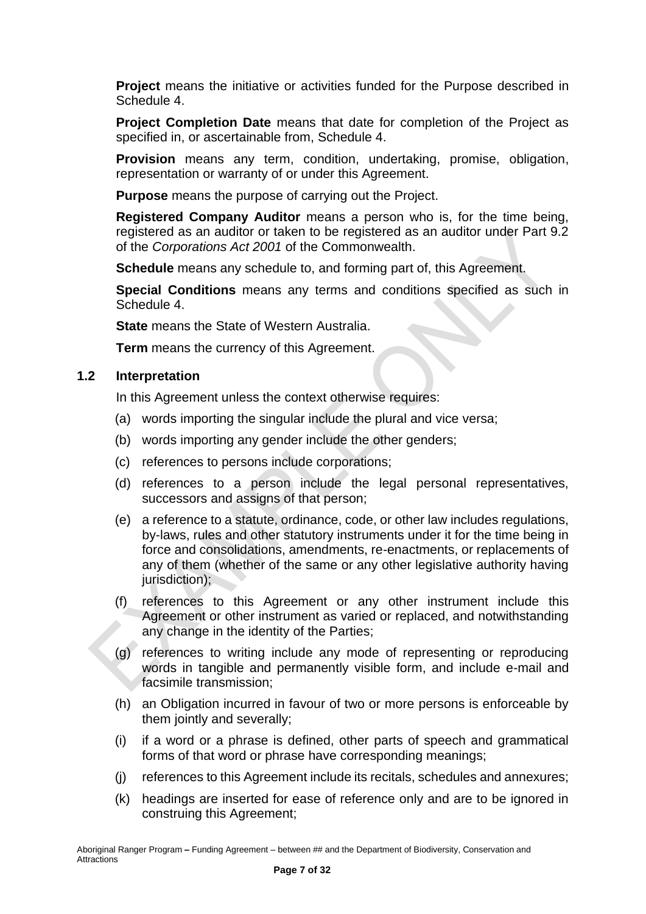**Project** means the initiative or activities funded for the Purpose described in Schedule 4.

**Project Completion Date** means that date for completion of the Project as specified in, or ascertainable from, Schedule 4.

**Provision** means any term, condition, undertaking, promise, obligation, representation or warranty of or under this Agreement.

**Purpose** means the purpose of carrying out the Project.

**Registered Company Auditor** means a person who is, for the time being, registered as an auditor or taken to be registered as an auditor under Part 9.2 of the *Corporations Act 2001* of the Commonwealth.

**Schedule** means any schedule to, and forming part of, this Agreement.

**Special Conditions** means any terms and conditions specified as such in Schedule 4.

**State** means the State of Western Australia.

**Term** means the currency of this Agreement.

### 1.2 Interpretation

In this Agreement unless the context otherwise requires:

(a) words importing the singular include the plural and vice versa;

(b) words importing any gender include the other genders;

(c) references to persons include corporations;

(d) references to a person include the legal personal representatives, successors and assigns of that person;

(e) a reference to a statute, ordinance, code, or other law includes regulations, by-laws, rules and other statutory instruments under it for the time being in force and consolidations, amendments, re-enactments, or replacements of any of them (whether of the same or any other legislative authority having jurisdiction);

(f) references to this Agreement or any other instrument include this Agreement or other instrument as varied or replaced, and notwithstanding any change in the identity of the Parties;

(g) references to writing include any mode of representing or reproducing words in tangible and permanently visible form, and include e-mail and facsimile transmission;

(h) an Obligation incurred in favour of two or more persons is enforceable by them jointly and severally;

(i) if a word or a phrase is defined, other parts of speech and grammatical forms of that word or phrase have corresponding meanings;

(j) references to this Agreement include its recitals, schedules and annexures;

(k) headings are inserted for ease of reference only and are to be ignored in construing this Agreement;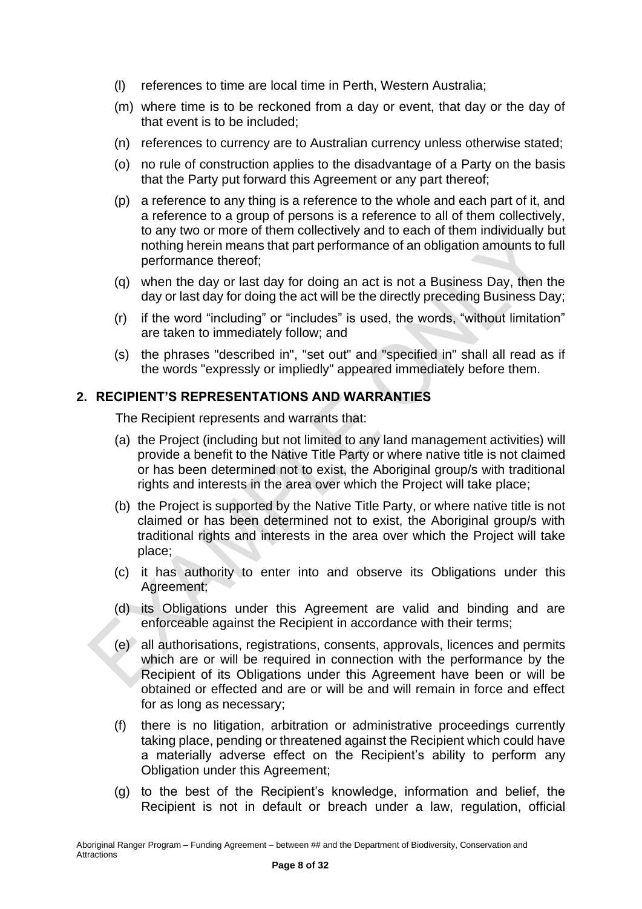(l) references to time are local time in Perth, Western Australia;

(m) where time is to be reckoned from a day or event, that day or the day of that event is to be included;

(n) references to currency are to Australian currency unless otherwise stated;

(o) no rule of construction applies to the disadvantage of a Party on the basis that the Party put forward this Agreement or any part thereof;

(p) a reference to any thing is a reference to the whole and each part of it, and a reference to a group of persons is a reference to all of them collectively, to any two or more of them collectively and to each of them individually but nothing herein means that part performance of an obligation amounts to full performance thereof;

(q) when the day or last day for doing an act is not a Business Day, then the day or last day for doing the act will be the directly preceding Business Day;

(r) if the word "including" or "includes" is used, the words, "without limitation" are taken to immediately follow; and

(s) the phrases "described in", "set out" and "specified in" shall all read as if the words "expressly or impliedly" appeared immediately before them.

## 2. RECIPIENT'S REPRESENTATIONS AND WARRANTIES

The Recipient represents and warrants that:

(a) the Project (including but not limited to any land management activities) will provide a benefit to the Native Title Party or where native title is not claimed or has been determined not to exist, the Aboriginal group/s with traditional rights and interests in the area over which the Project will take place;

(b) the Project is supported by the Native Title Party, or where native title is not claimed or has been determined not to exist, the Aboriginal group/s with traditional rights and interests in the area over which the Project will take place;

(c) it has authority to enter into and observe its Obligations under this Agreement;

(d) its Obligations under this Agreement are valid and binding and are enforceable against the Recipient in accordance with their terms;

(e) all authorisations, registrations, consents, approvals, licences and permits which are or will be required in connection with the performance by the Recipient of its Obligations under this Agreement have been or will be obtained or effected and are or will be and will remain in force and effect for as long as necessary;

(f) there is no litigation, arbitration or administrative proceedings currently taking place, pending or threatened against the Recipient which could have a materially adverse effect on the Recipient's ability to perform any Obligation under this Agreement;

(g) to the best of the Recipient's knowledge, information and belief, the Recipient is not in default or breach under a law, regulation, official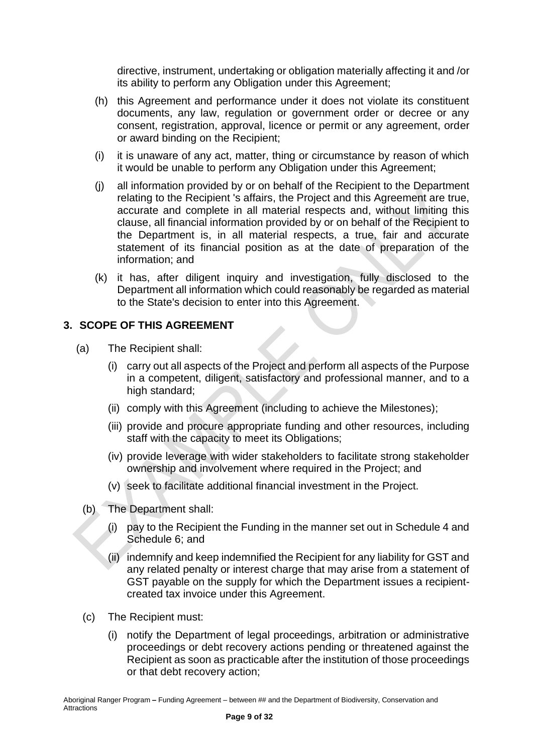directive, instrument, undertaking or obligation materially affecting it and /or its ability to perform any Obligation under this Agreement;

(h) this Agreement and performance under it does not violate its constituent documents, any law, regulation or government order or decree or any consent, registration, approval, licence or permit or any agreement, order or award binding on the Recipient;

(i) it is unaware of any act, matter, thing or circumstance by reason of which it would be unable to perform any Obligation under this Agreement;

(j) all information provided by or on behalf of the Recipient to the Department relating to the Recipient 's affairs, the Project and this Agreement are true, accurate and complete in all material respects and, without limiting this clause, all financial information provided by or on behalf of the Recipient to the Department is, in all material respects, a true, fair and accurate statement of its financial position as at the date of preparation of the information; and

(k) it has, after diligent inquiry and investigation, fully disclosed to the Department all information which could reasonably be regarded as material to the State's decision to enter into this Agreement.

## 3. SCOPE OF THIS AGREEMENT

(a) The Recipient shall:

(i) carry out all aspects of the Project and perform all aspects of the Purpose in a competent, diligent, satisfactory and professional manner, and to a high standard;

(ii) comply with this Agreement (including to achieve the Milestones);

(iii) provide and procure appropriate funding and other resources, including staff with the capacity to meet its Obligations;

(iv) provide leverage with wider stakeholders to facilitate strong stakeholder ownership and involvement where required in the Project; and

(v) seek to facilitate additional financial investment in the Project.

(b) The Department shall:

(i) pay to the Recipient the Funding in the manner set out in Schedule 4 and Schedule 6; and

(ii) indemnify and keep indemnified the Recipient for any liability for GST and any related penalty or interest charge that may arise from a statement of GST payable on the supply for which the Department issues a recipient-created tax invoice under this Agreement.

(c) The Recipient must:

(i) notify the Department of legal proceedings, arbitration or administrative proceedings or debt recovery actions pending or threatened against the Recipient as soon as practicable after the institution of those proceedings or that debt recovery action;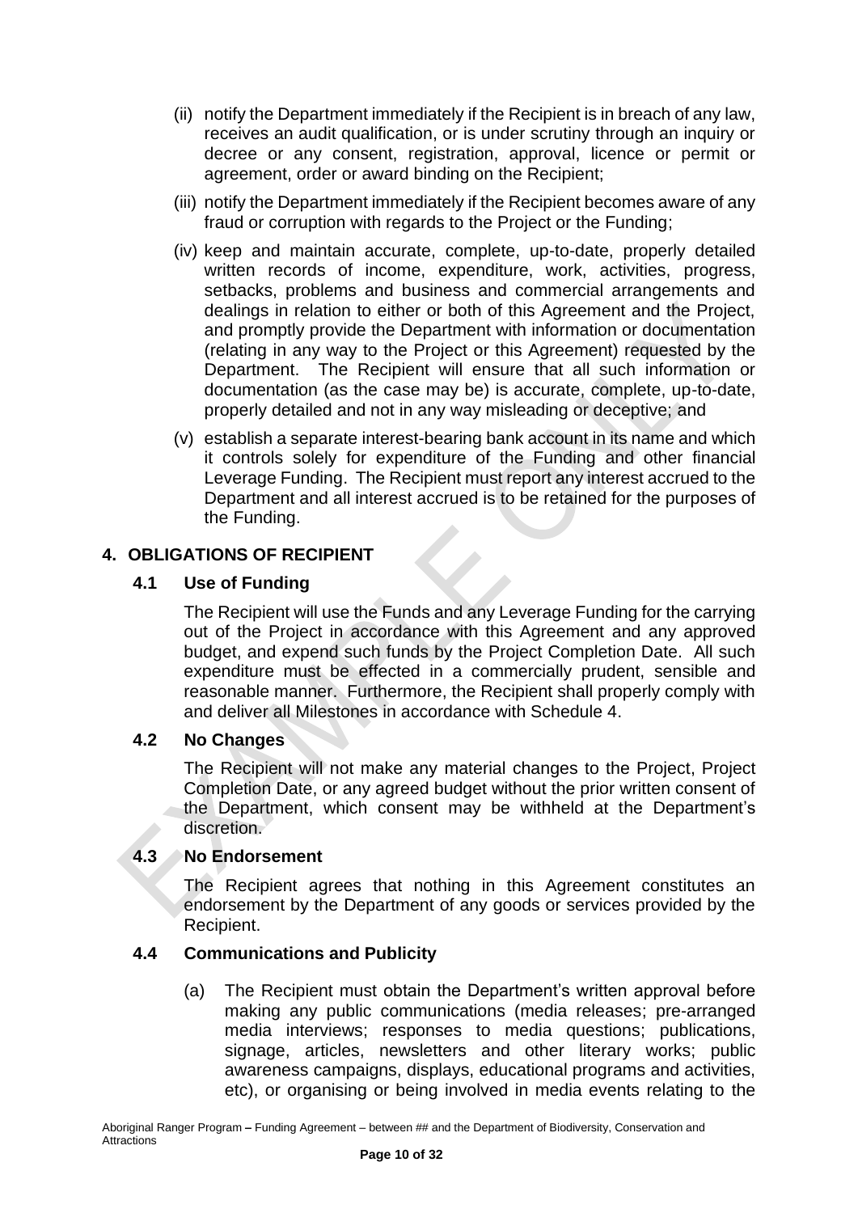(ii) notify the Department immediately if the Recipient is in breach of any law, receives an audit qualification, or is under scrutiny through an inquiry or decree or any consent, registration, approval, licence or permit or agreement, order or award binding on the Recipient;

(iii) notify the Department immediately if the Recipient becomes aware of any fraud or corruption with regards to the Project or the Funding;

(iv) keep and maintain accurate, complete, up-to-date, properly detailed written records of income, expenditure, work, activities, progress, setbacks, problems and business and commercial arrangements and dealings in relation to either or both of this Agreement and the Project, and promptly provide the Department with information or documentation (relating in any way to the Project or this Agreement) requested by the Department. The Recipient will ensure that all such information or documentation (as the case may be) is accurate, complete, up-to-date, properly detailed and not in any way misleading or deceptive; and

(v) establish a separate interest-bearing bank account in its name and which it controls solely for expenditure of the Funding and other financial Leverage Funding. The Recipient must report any interest accrued to the Department and all interest accrued is to be retained for the purposes of the Funding.

## 4. OBLIGATIONS OF RECIPIENT

### 4.1 Use of Funding

The Recipient will use the Funds and any Leverage Funding for the carrying out of the Project in accordance with this Agreement and any approved budget, and expend such funds by the Project Completion Date. All such expenditure must be effected in a commercially prudent, sensible and reasonable manner. Furthermore, the Recipient shall properly comply with and deliver all Milestones in accordance with Schedule 4.

### 4.2 No Changes

The Recipient will not make any material changes to the Project, Project Completion Date, or any agreed budget without the prior written consent of the Department, which consent may be withheld at the Department's discretion.

### 4.3 No Endorsement

The Recipient agrees that nothing in this Agreement constitutes an endorsement by the Department of any goods or services provided by the Recipient.

### 4.4 Communications and Publicity

(a) The Recipient must obtain the Department's written approval before making any public communications (media releases; pre-arranged media interviews; responses to media questions; publications, signage, articles, newsletters and other literary works; public awareness campaigns, displays, educational programs and activities, etc), or organising or being involved in media events relating to the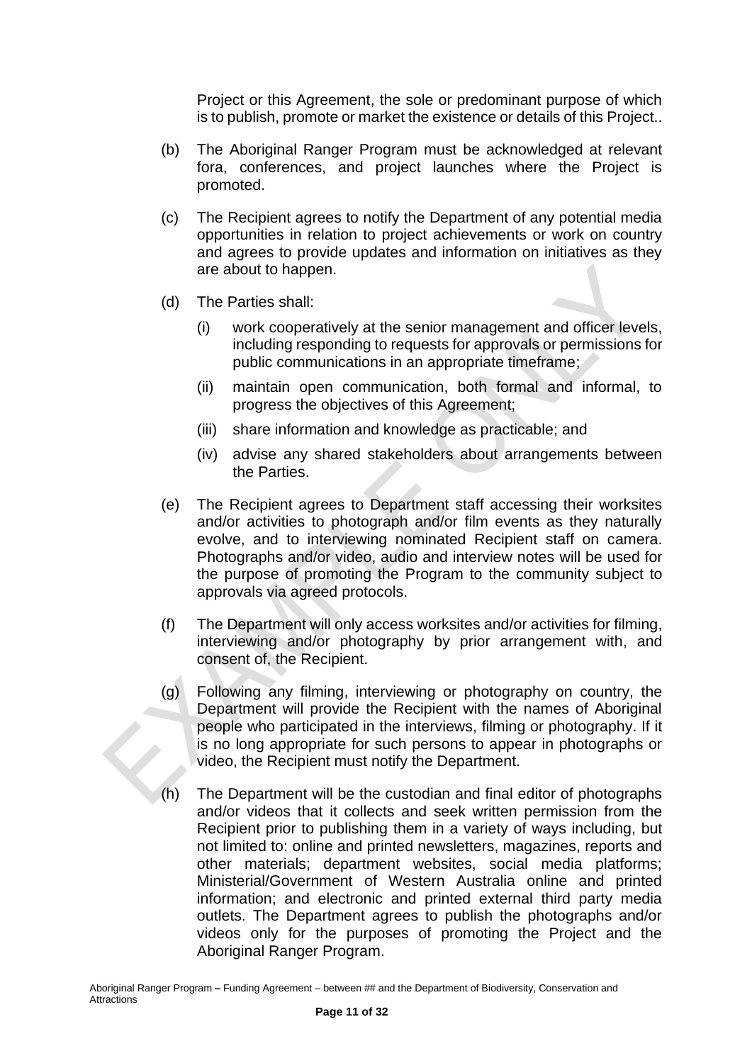Project or this Agreement, the sole or predominant purpose of which is to publish, promote or market the existence or details of this Project..

(b) The Aboriginal Ranger Program must be acknowledged at relevant fora, conferences, and project launches where the Project is promoted.

(c) The Recipient agrees to notify the Department of any potential media opportunities in relation to project achievements or work on country and agrees to provide updates and information on initiatives as they are about to happen.

(d) The Parties shall:

  (i) work cooperatively at the senior management and officer levels, including responding to requests for approvals or permissions for public communications in an appropriate timeframe;

  (ii) maintain open communication, both formal and informal, to progress the objectives of this Agreement;

  (iii) share information and knowledge as practicable; and

  (iv) advise any shared stakeholders about arrangements between the Parties.

(e) The Recipient agrees to Department staff accessing their worksites and/or activities to photograph and/or film events as they naturally evolve, and to interviewing nominated Recipient staff on camera. Photographs and/or video, audio and interview notes will be used for the purpose of promoting the Program to the community subject to approvals via agreed protocols.

(f) The Department will only access worksites and/or activities for filming, interviewing and/or photography by prior arrangement with, and consent of, the Recipient.

(g) Following any filming, interviewing or photography on country, the Department will provide the Recipient with the names of Aboriginal people who participated in the interviews, filming or photography. If it is no long appropriate for such persons to appear in photographs or video, the Recipient must notify the Department.

(h) The Department will be the custodian and final editor of photographs and/or videos that it collects and seek written permission from the Recipient prior to publishing them in a variety of ways including, but not limited to: online and printed newsletters, magazines, reports and other materials; department websites, social media platforms; Ministerial/Government of Western Australia online and printed information; and electronic and printed external third party media outlets. The Department agrees to publish the photographs and/or videos only for the purposes of promoting the Project and the Aboriginal Ranger Program.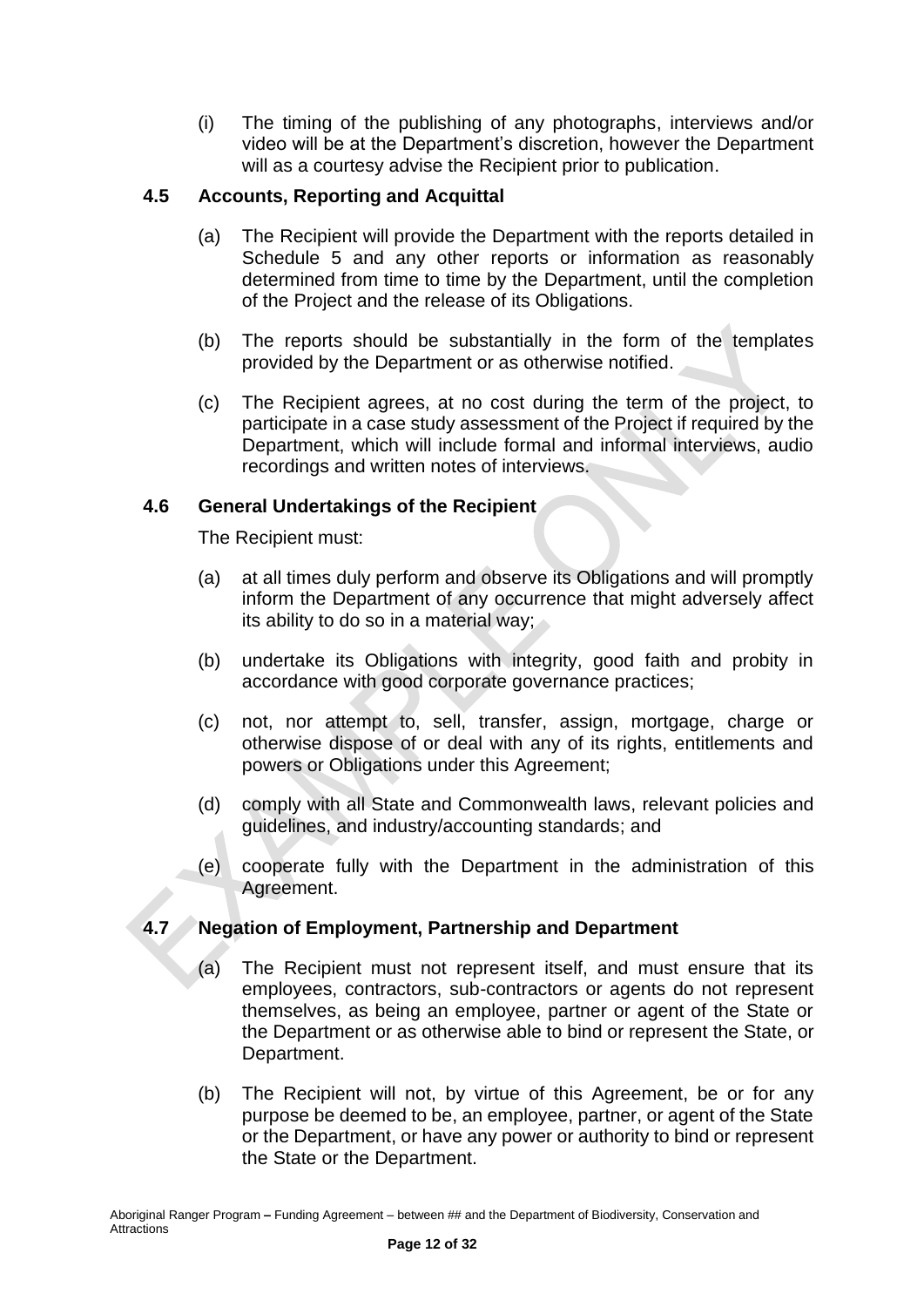(i) The timing of the publishing of any photographs, interviews and/or video will be at the Department's discretion, however the Department will as a courtesy advise the Recipient prior to publication.

### 4.5 Accounts, Reporting and Acquittal

(a) The Recipient will provide the Department with the reports detailed in Schedule 5 and any other reports or information as reasonably determined from time to time by the Department, until the completion of the Project and the release of its Obligations.

(b) The reports should be substantially in the form of the templates provided by the Department or as otherwise notified.

(c) The Recipient agrees, at no cost during the term of the project, to participate in a case study assessment of the Project if required by the Department, which will include formal and informal interviews, audio recordings and written notes of interviews.

### 4.6 General Undertakings of the Recipient

The Recipient must:

(a) at all times duly perform and observe its Obligations and will promptly inform the Department of any occurrence that might adversely affect its ability to do so in a material way;

(b) undertake its Obligations with integrity, good faith and probity in accordance with good corporate governance practices;

(c) not, nor attempt to, sell, transfer, assign, mortgage, charge or otherwise dispose of or deal with any of its rights, entitlements and powers or Obligations under this Agreement;

(d) comply with all State and Commonwealth laws, relevant policies and guidelines, and industry/accounting standards; and

(e) cooperate fully with the Department in the administration of this Agreement.

### 4.7 Negation of Employment, Partnership and Department

(a) The Recipient must not represent itself, and must ensure that its employees, contractors, sub-contractors or agents do not represent themselves, as being an employee, partner or agent of the State or the Department or as otherwise able to bind or represent the State, or Department.

(b) The Recipient will not, by virtue of this Agreement, be or for any purpose be deemed to be, an employee, partner, or agent of the State or the Department, or have any power or authority to bind or represent the State or the Department.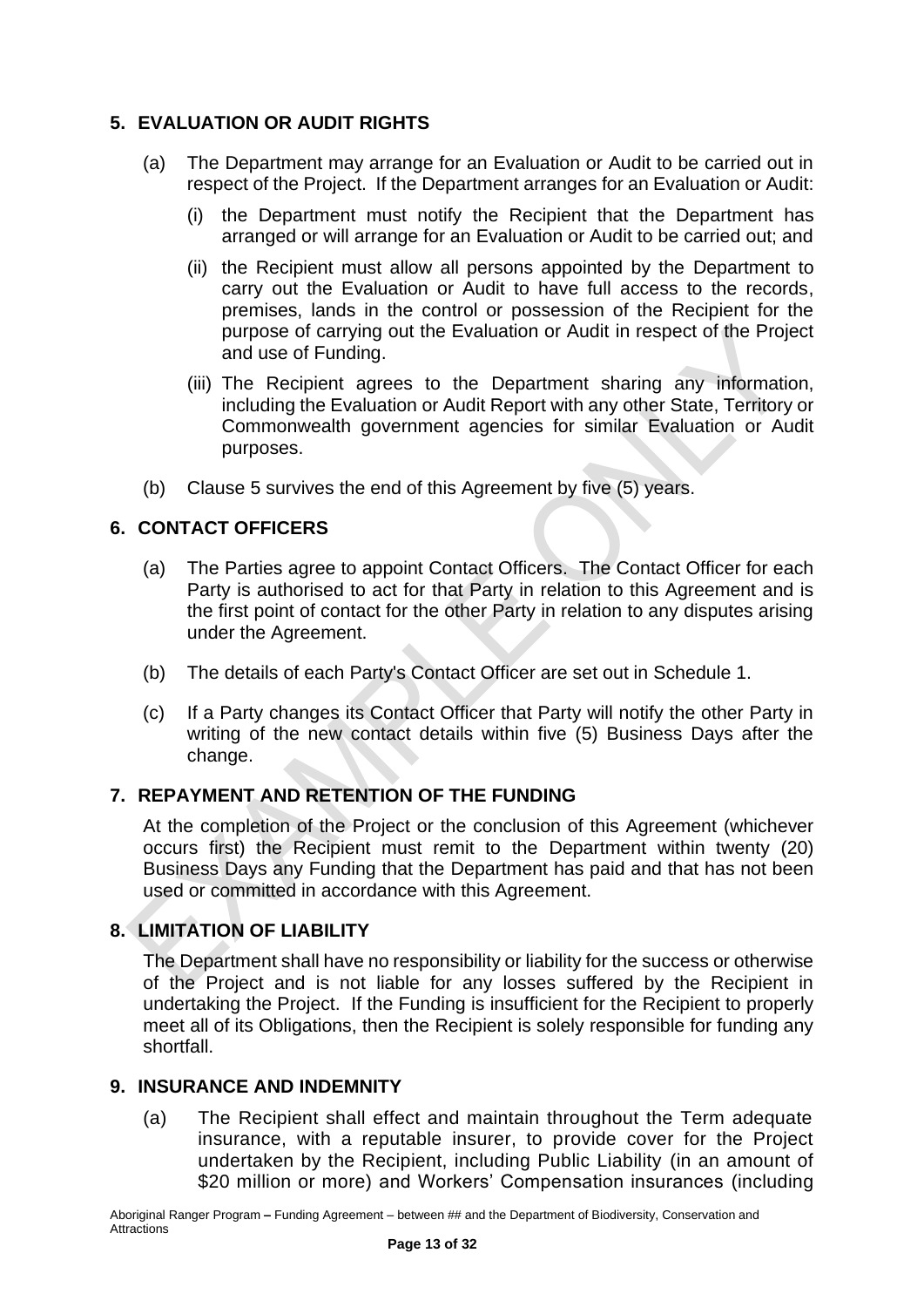## 5. EVALUATION OR AUDIT RIGHTS

(a) The Department may arrange for an Evaluation or Audit to be carried out in respect of the Project. If the Department arranges for an Evaluation or Audit:

   (i) the Department must notify the Recipient that the Department has arranged or will arrange for an Evaluation or Audit to be carried out; and

   (ii) the Recipient must allow all persons appointed by the Department to carry out the Evaluation or Audit to have full access to the records, premises, lands in the control or possession of the Recipient for the purpose of carrying out the Evaluation or Audit in respect of the Project and use of Funding.

   (iii) The Recipient agrees to the Department sharing any information, including the Evaluation or Audit Report with any other State, Territory or Commonwealth government agencies for similar Evaluation or Audit purposes.

(b) Clause 5 survives the end of this Agreement by five (5) years.

## 6. CONTACT OFFICERS

(a) The Parties agree to appoint Contact Officers. The Contact Officer for each Party is authorised to act for that Party in relation to this Agreement and is the first point of contact for the other Party in relation to any disputes arising under the Agreement.

(b) The details of each Party's Contact Officer are set out in Schedule 1.

(c) If a Party changes its Contact Officer that Party will notify the other Party in writing of the new contact details within five (5) Business Days after the change.

## 7. REPAYMENT AND RETENTION OF THE FUNDING

At the completion of the Project or the conclusion of this Agreement (whichever occurs first) the Recipient must remit to the Department within twenty (20) Business Days any Funding that the Department has paid and that has not been used or committed in accordance with this Agreement.

## 8. LIMITATION OF LIABILITY

The Department shall have no responsibility or liability for the success or otherwise of the Project and is not liable for any losses suffered by the Recipient in undertaking the Project. If the Funding is insufficient for the Recipient to properly meet all of its Obligations, then the Recipient is solely responsible for funding any shortfall.

## 9. INSURANCE AND INDEMNITY

(a) The Recipient shall effect and maintain throughout the Term adequate insurance, with a reputable insurer, to provide cover for the Project undertaken by the Recipient, including Public Liability (in an amount of $20 million or more) and Workers' Compensation insurances (including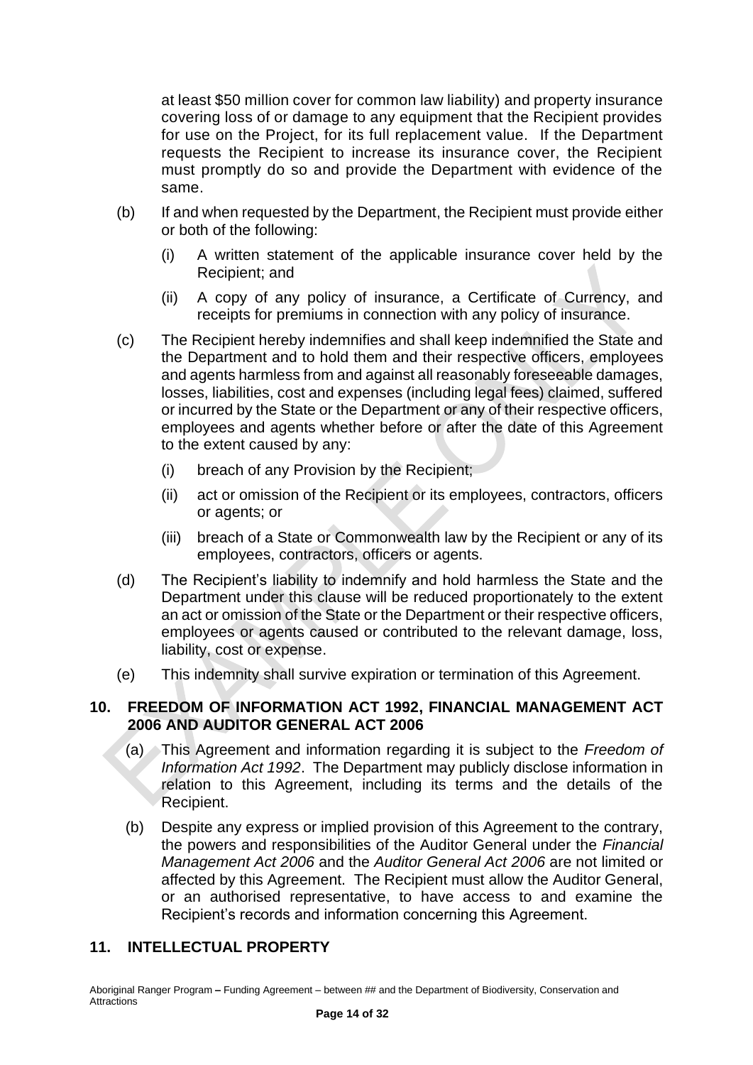at least $50 million cover for common law liability) and property insurance covering loss of or damage to any equipment that the Recipient provides for use on the Project, for its full replacement value. If the Department requests the Recipient to increase its insurance cover, the Recipient must promptly do so and provide the Department with evidence of the same.

(b) If and when requested by the Department, the Recipient must provide either or both of the following:

(i) A written statement of the applicable insurance cover held by the Recipient; and

(ii) A copy of any policy of insurance, a Certificate of Currency, and receipts for premiums in connection with any policy of insurance.

(c) The Recipient hereby indemnifies and shall keep indemnified the State and the Department and to hold them and their respective officers, employees and agents harmless from and against all reasonably foreseeable damages, losses, liabilities, cost and expenses (including legal fees) claimed, suffered or incurred by the State or the Department or any of their respective officers, employees and agents whether before or after the date of this Agreement to the extent caused by any:

(i) breach of any Provision by the Recipient;

(ii) act or omission of the Recipient or its employees, contractors, officers or agents; or

(iii) breach of a State or Commonwealth law by the Recipient or any of its employees, contractors, officers or agents.

(d) The Recipient's liability to indemnify and hold harmless the State and the Department under this clause will be reduced proportionately to the extent an act or omission of the State or the Department or their respective officers, employees or agents caused or contributed to the relevant damage, loss, liability, cost or expense.

(e) This indemnity shall survive expiration or termination of this Agreement.

## 10. FREEDOM OF INFORMATION ACT 1992, FINANCIAL MANAGEMENT ACT 2006 AND AUDITOR GENERAL ACT 2006

(a) This Agreement and information regarding it is subject to the *Freedom of Information Act 1992*. The Department may publicly disclose information in relation to this Agreement, including its terms and the details of the Recipient.

(b) Despite any express or implied provision of this Agreement to the contrary, the powers and responsibilities of the Auditor General under the *Financial Management Act 2006* and the *Auditor General Act 2006* are not limited or affected by this Agreement. The Recipient must allow the Auditor General, or an authorised representative, to have access to and examine the Recipient's records and information concerning this Agreement.

## 11. INTELLECTUAL PROPERTY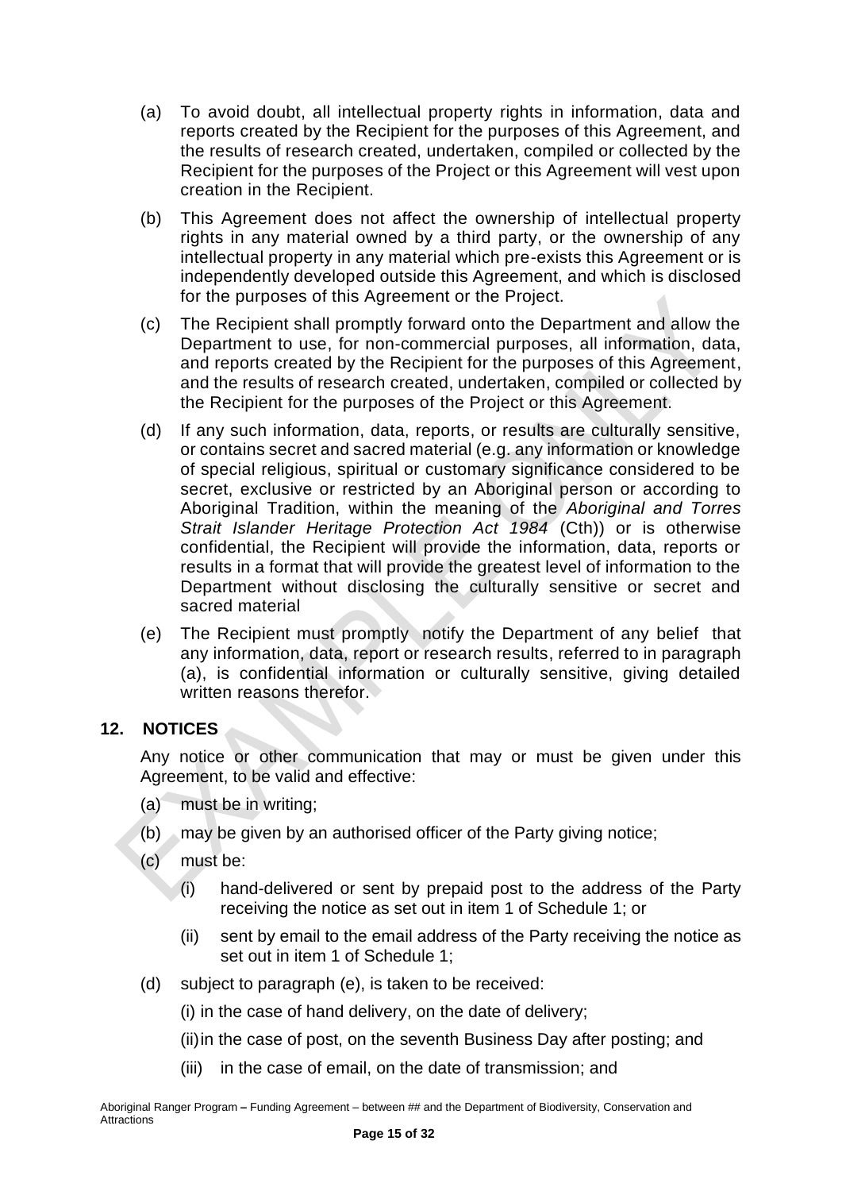(a) To avoid doubt, all intellectual property rights in information, data and reports created by the Recipient for the purposes of this Agreement, and the results of research created, undertaken, compiled or collected by the Recipient for the purposes of the Project or this Agreement will vest upon creation in the Recipient.

(b) This Agreement does not affect the ownership of intellectual property rights in any material owned by a third party, or the ownership of any intellectual property in any material which pre-exists this Agreement or is independently developed outside this Agreement, and which is disclosed for the purposes of this Agreement or the Project.

(c) The Recipient shall promptly forward onto the Department and allow the Department to use, for non-commercial purposes, all information, data, and reports created by the Recipient for the purposes of this Agreement, and the results of research created, undertaken, compiled or collected by the Recipient for the purposes of the Project or this Agreement.

(d) If any such information, data, reports, or results are culturally sensitive, or contains secret and sacred material (e.g. any information or knowledge of special religious, spiritual or customary significance considered to be secret, exclusive or restricted by an Aboriginal person or according to Aboriginal Tradition, within the meaning of the *Aboriginal and Torres Strait Islander Heritage Protection Act 1984* (Cth)) or is otherwise confidential, the Recipient will provide the information, data, reports or results in a format that will provide the greatest level of information to the Department without disclosing the culturally sensitive or secret and sacred material

(e) The Recipient must promptly notify the Department of any belief that any information, data, report or research results, referred to in paragraph (a), is confidential information or culturally sensitive, giving detailed written reasons therefor.

## 12. NOTICES

Any notice or other communication that may or must be given under this Agreement, to be valid and effective:

(a) must be in writing;

(b) may be given by an authorised officer of the Party giving notice;

(c) must be:

   (i) hand-delivered or sent by prepaid post to the address of the Party receiving the notice as set out in item 1 of Schedule 1; or

   (ii) sent by email to the email address of the Party receiving the notice as set out in item 1 of Schedule 1;

(d) subject to paragraph (e), is taken to be received:

   (i) in the case of hand delivery, on the date of delivery;

   (ii) in the case of post, on the seventh Business Day after posting; and

   (iii) in the case of email, on the date of transmission; and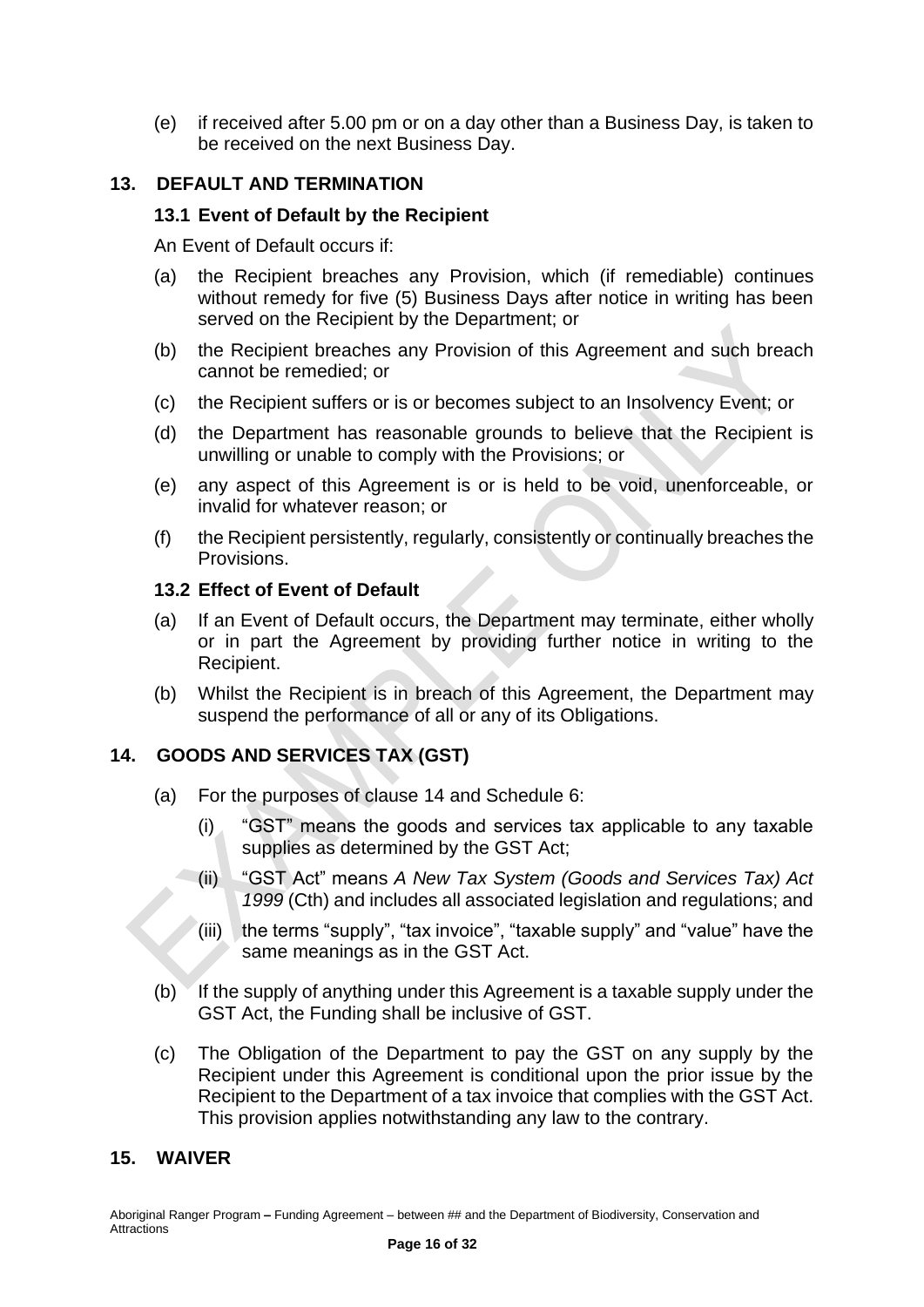(e) if received after 5.00 pm or on a day other than a Business Day, is taken to be received on the next Business Day.

## 13. DEFAULT AND TERMINATION

### 13.1 Event of Default by the Recipient

An Event of Default occurs if:

(a) the Recipient breaches any Provision, which (if remediable) continues without remedy for five (5) Business Days after notice in writing has been served on the Recipient by the Department; or

(b) the Recipient breaches any Provision of this Agreement and such breach cannot be remedied; or

(c) the Recipient suffers or is or becomes subject to an Insolvency Event; or

(d) the Department has reasonable grounds to believe that the Recipient is unwilling or unable to comply with the Provisions; or

(e) any aspect of this Agreement is or is held to be void, unenforceable, or invalid for whatever reason; or

(f) the Recipient persistently, regularly, consistently or continually breaches the Provisions.

### 13.2 Effect of Event of Default

(a) If an Event of Default occurs, the Department may terminate, either wholly or in part the Agreement by providing further notice in writing to the Recipient.

(b) Whilst the Recipient is in breach of this Agreement, the Department may suspend the performance of all or any of its Obligations.

## 14. GOODS AND SERVICES TAX (GST)

(a) For the purposes of clause 14 and Schedule 6:

(i) "GST" means the goods and services tax applicable to any taxable supplies as determined by the GST Act;

(ii) "GST Act" means *A New Tax System (Goods and Services Tax) Act 1999* (Cth) and includes all associated legislation and regulations; and

(iii) the terms "supply", "tax invoice", "taxable supply" and "value" have the same meanings as in the GST Act.

(b) If the supply of anything under this Agreement is a taxable supply under the GST Act, the Funding shall be inclusive of GST.

(c) The Obligation of the Department to pay the GST on any supply by the Recipient under this Agreement is conditional upon the prior issue by the Recipient to the Department of a tax invoice that complies with the GST Act. This provision applies notwithstanding any law to the contrary.

## 15. WAIVER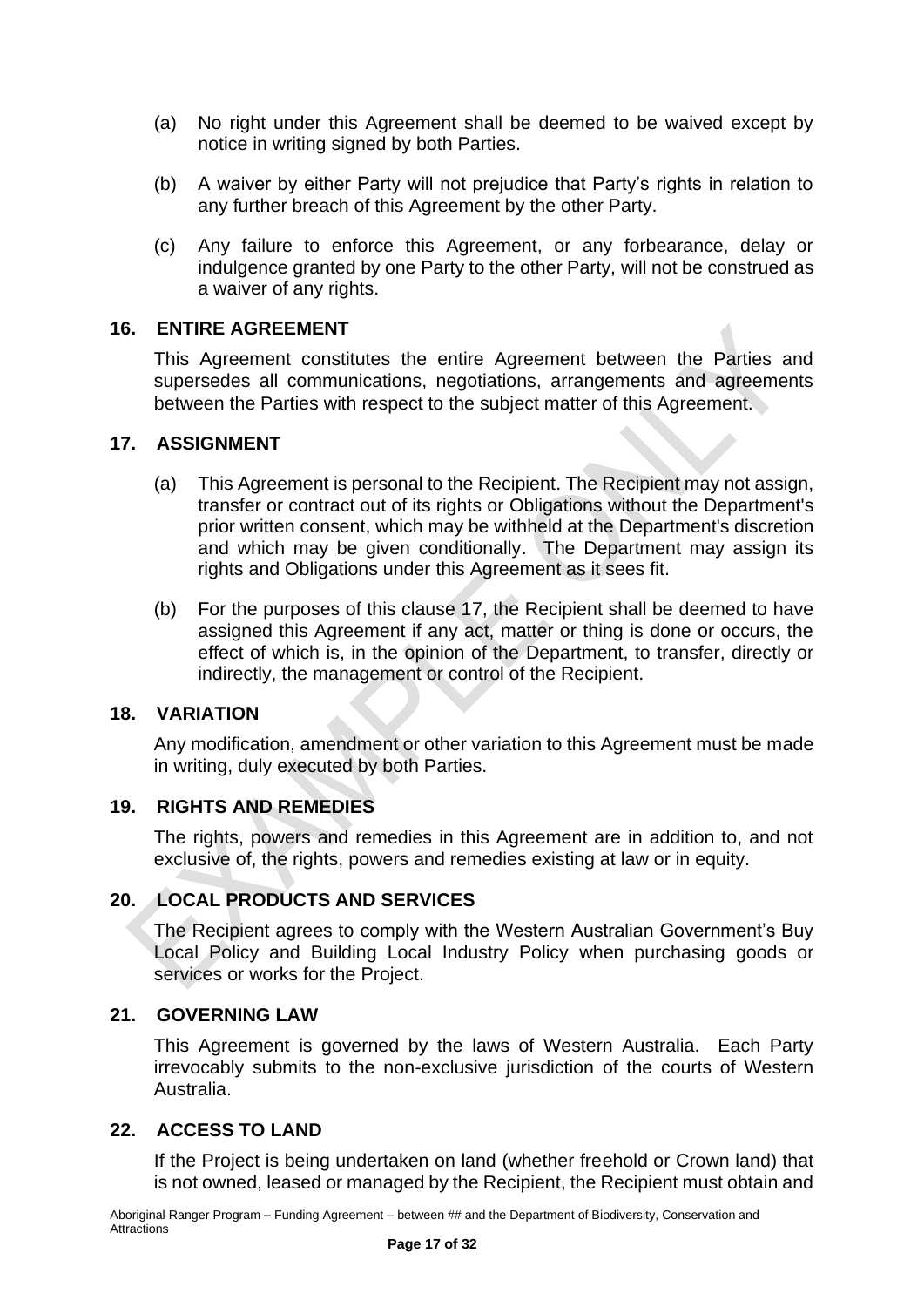(a) No right under this Agreement shall be deemed to be waived except by notice in writing signed by both Parties.

(b) A waiver by either Party will not prejudice that Party's rights in relation to any further breach of this Agreement by the other Party.

(c) Any failure to enforce this Agreement, or any forbearance, delay or indulgence granted by one Party to the other Party, will not be construed as a waiver of any rights.

## 16. ENTIRE AGREEMENT

This Agreement constitutes the entire Agreement between the Parties and supersedes all communications, negotiations, arrangements and agreements between the Parties with respect to the subject matter of this Agreement.

## 17. ASSIGNMENT

(a) This Agreement is personal to the Recipient. The Recipient may not assign, transfer or contract out of its rights or Obligations without the Department's prior written consent, which may be withheld at the Department's discretion and which may be given conditionally. The Department may assign its rights and Obligations under this Agreement as it sees fit.

(b) For the purposes of this clause 17, the Recipient shall be deemed to have assigned this Agreement if any act, matter or thing is done or occurs, the effect of which is, in the opinion of the Department, to transfer, directly or indirectly, the management or control of the Recipient.

## 18. VARIATION

Any modification, amendment or other variation to this Agreement must be made in writing, duly executed by both Parties.

## 19. RIGHTS AND REMEDIES

The rights, powers and remedies in this Agreement are in addition to, and not exclusive of, the rights, powers and remedies existing at law or in equity.

## 20. LOCAL PRODUCTS AND SERVICES

The Recipient agrees to comply with the Western Australian Government's Buy Local Policy and Building Local Industry Policy when purchasing goods or services or works for the Project.

## 21. GOVERNING LAW

This Agreement is governed by the laws of Western Australia. Each Party irrevocably submits to the non-exclusive jurisdiction of the courts of Western Australia.

## 22. ACCESS TO LAND

If the Project is being undertaken on land (whether freehold or Crown land) that is not owned, leased or managed by the Recipient, the Recipient must obtain and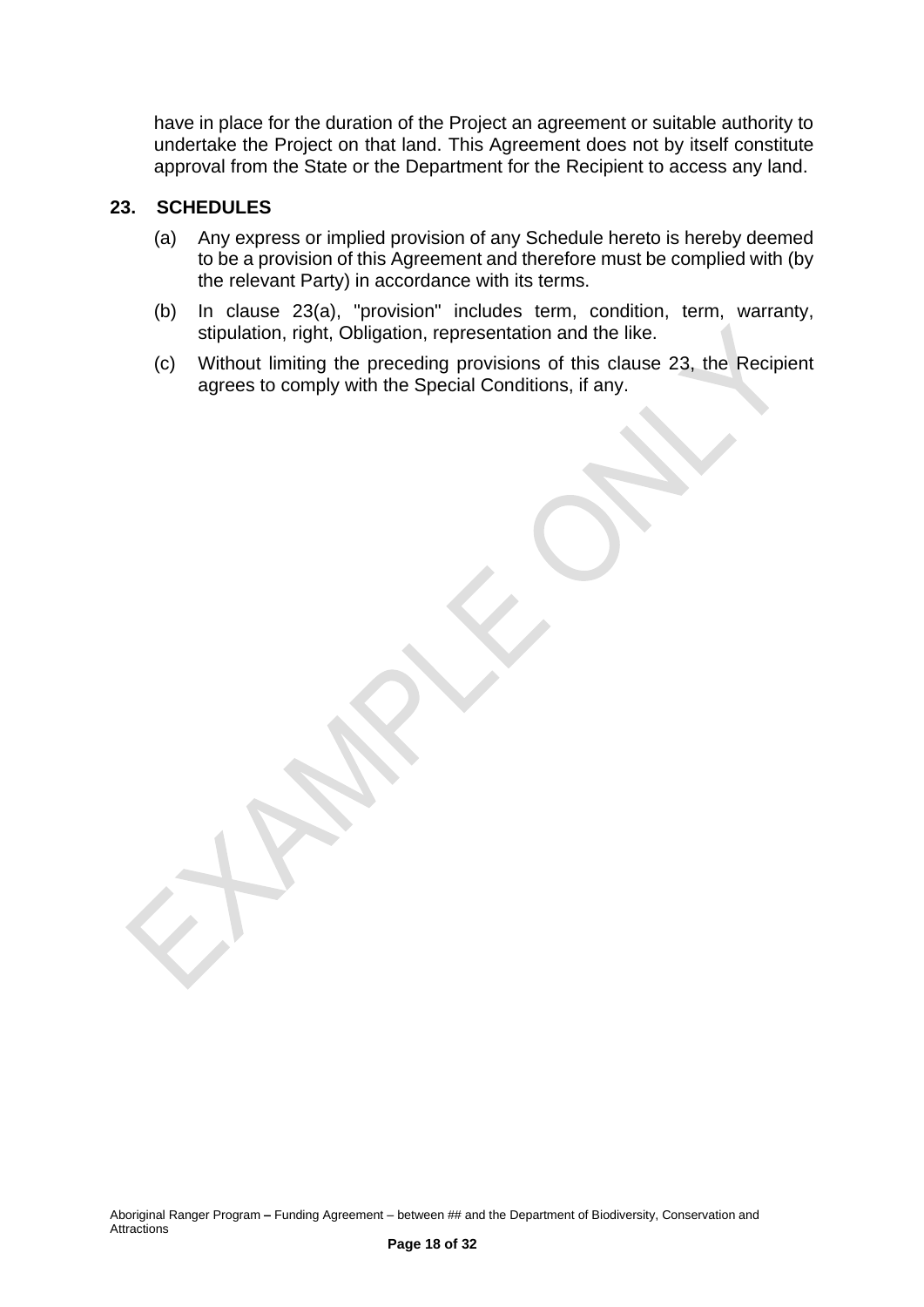have in place for the duration of the Project an agreement or suitable authority to undertake the Project on that land. This Agreement does not by itself constitute approval from the State or the Department for the Recipient to access any land.

## 23. SCHEDULES

(a) Any express or implied provision of any Schedule hereto is hereby deemed to be a provision of this Agreement and therefore must be complied with (by the relevant Party) in accordance with its terms.

(b) In clause 23(a), "provision" includes term, condition, term, warranty, stipulation, right, Obligation, representation and the like.

(c) Without limiting the preceding provisions of this clause 23, the Recipient agrees to comply with the Special Conditions, if any.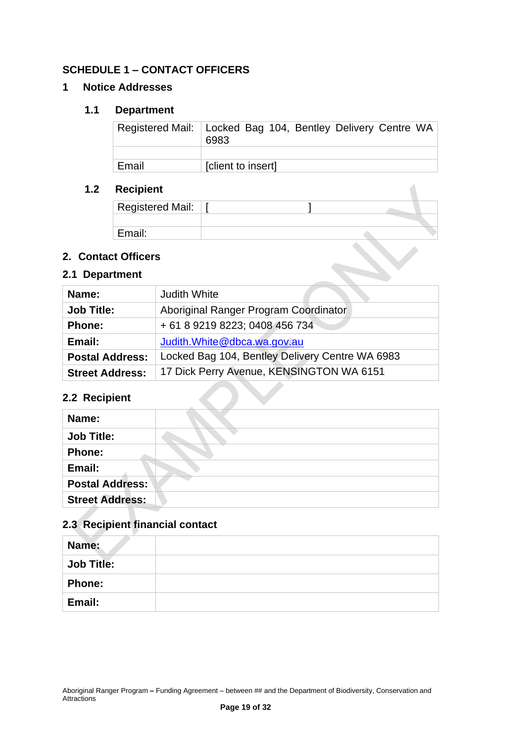## SCHEDULE 1 – CONTACT OFFICERS

### 1 Notice Addresses

#### 1.1 Department

| Registered Mail: | Locked Bag 104, Bentley Delivery Centre WA 6983 |
|---|---|
| | |
| Email | [client to insert] |

#### 1.2 Recipient

| Registered Mail: | [ ] |
|---|---|
| | |
| Email: | |

### 2. Contact Officers

#### 2.1 Department

| **Name:** | Judith White |
|---|---|
| **Job Title:** | Aboriginal Ranger Program Coordinator |
| **Phone:** | + 61 8 9219 8223; 0408 456 734 |
| **Email:** | Judith.White@dbca.wa.gov.au |
| **Postal Address:** | Locked Bag 104, Bentley Delivery Centre WA 6983 |
| **Street Address:** | 17 Dick Perry Avenue, KENSINGTON WA 6151 |

#### 2.2 Recipient

| **Name:** | |
|---|---|
| **Job Title:** | |
| **Phone:** | |
| **Email:** | |
| **Postal Address:** | |
| **Street Address:** | |

#### 2.3 Recipient financial contact

| **Name:** | |
|---|---|
| **Job Title:** | |
| **Phone:** | |
| **Email:** | |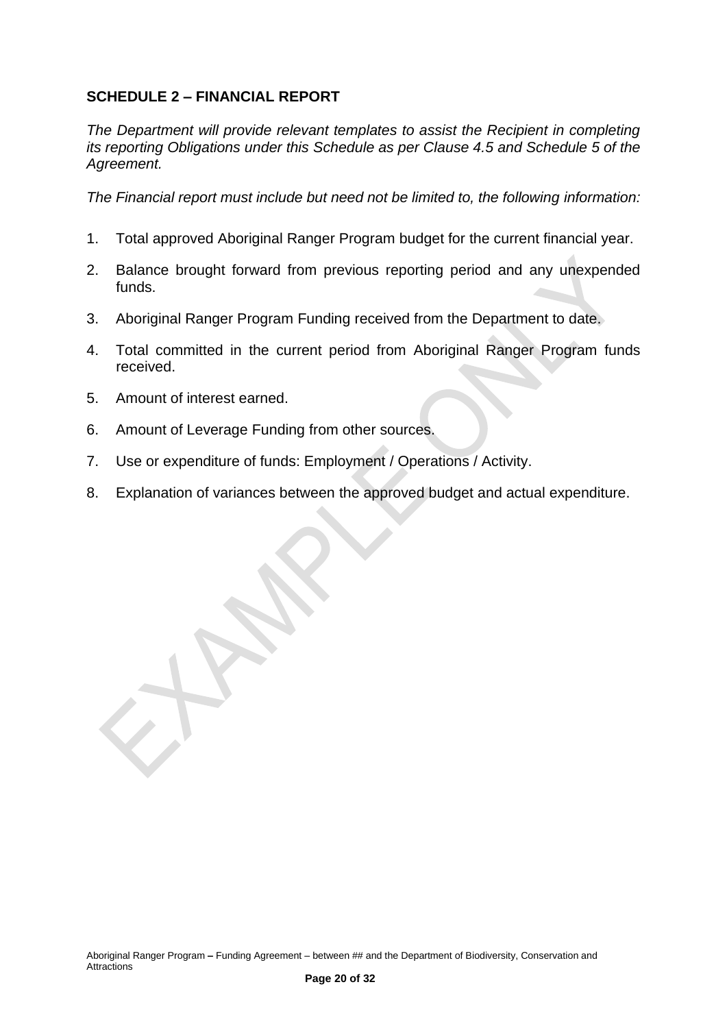## SCHEDULE 2 – FINANCIAL REPORT

*The Department will provide relevant templates to assist the Recipient in completing its reporting Obligations under this Schedule as per Clause 4.5 and Schedule 5 of the Agreement.*

*The Financial report must include but need not be limited to, the following information:*

1. Total approved Aboriginal Ranger Program budget for the current financial year.
2. Balance brought forward from previous reporting period and any unexpended funds.
3. Aboriginal Ranger Program Funding received from the Department to date.
4. Total committed in the current period from Aboriginal Ranger Program funds received.
5. Amount of interest earned.
6. Amount of Leverage Funding from other sources.
7. Use or expenditure of funds: Employment / Operations / Activity.
8. Explanation of variances between the approved budget and actual expenditure.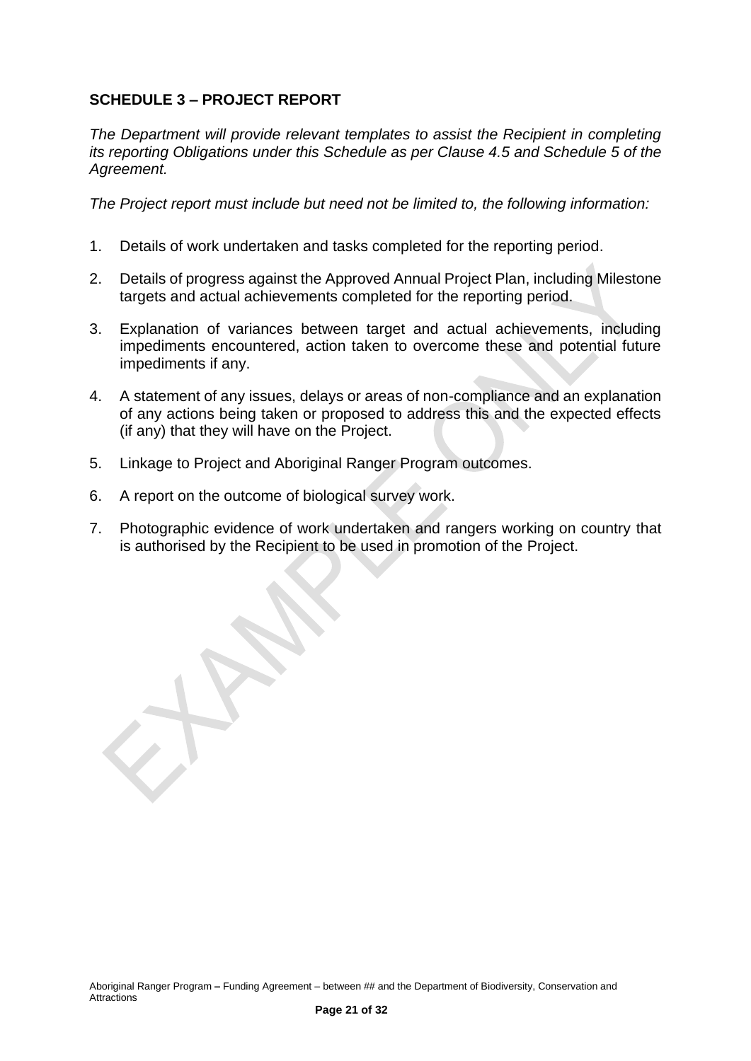## SCHEDULE 3 – PROJECT REPORT

*The Department will provide relevant templates to assist the Recipient in completing its reporting Obligations under this Schedule as per Clause 4.5 and Schedule 5 of the Agreement.*

*The Project report must include but need not be limited to, the following information:*

1. Details of work undertaken and tasks completed for the reporting period.
2. Details of progress against the Approved Annual Project Plan, including Milestone targets and actual achievements completed for the reporting period.
3. Explanation of variances between target and actual achievements, including impediments encountered, action taken to overcome these and potential future impediments if any.
4. A statement of any issues, delays or areas of non-compliance and an explanation of any actions being taken or proposed to address this and the expected effects (if any) that they will have on the Project.
5. Linkage to Project and Aboriginal Ranger Program outcomes.
6. A report on the outcome of biological survey work.
7. Photographic evidence of work undertaken and rangers working on country that is authorised by the Recipient to be used in promotion of the Project.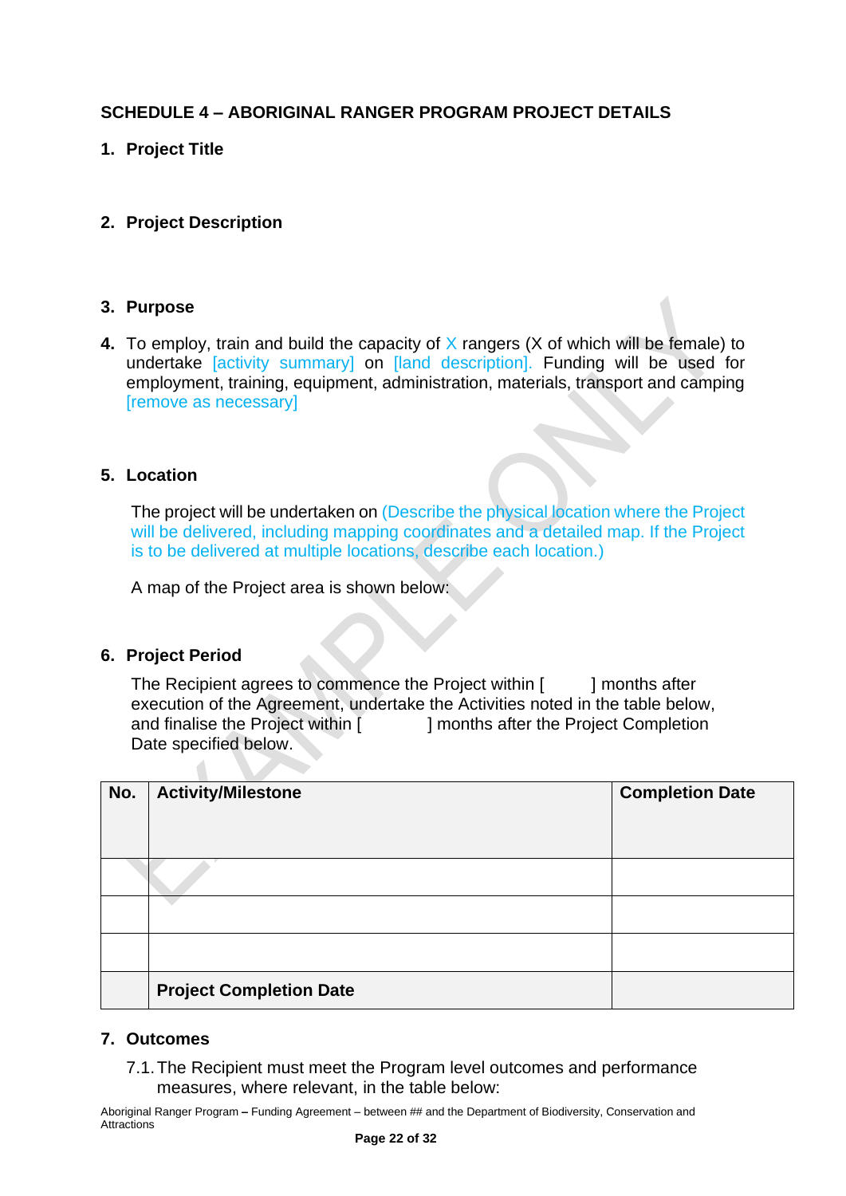## SCHEDULE 4 – ABORIGINAL RANGER PROGRAM PROJECT DETAILS

1. **Project Title**

2. **Project Description**

3. **Purpose**

4. To employ, train and build the capacity of X rangers (X of which will be female) to undertake [activity summary] on [land description]. Funding will be used for employment, training, equipment, administration, materials, transport and camping [remove as necessary]

5. **Location**

   The project will be undertaken on (Describe the physical location where the Project will be delivered, including mapping coordinates and a detailed map. If the Project is to be delivered at multiple locations, describe each location.)

   A map of the Project area is shown below:

6. **Project Period**

   The Recipient agrees to commence the Project within [ ] months after execution of the Agreement, undertake the Activities noted in the table below, and finalise the Project within [ ] months after the Project Completion Date specified below.

| No. | Activity/Milestone | Completion Date |
|---|---|---|
| | | |
| | | |
| | | |
| | **Project Completion Date** | |

7. **Outcomes**

   7.1. The Recipient must meet the Program level outcomes and performance measures, where relevant, in the table below: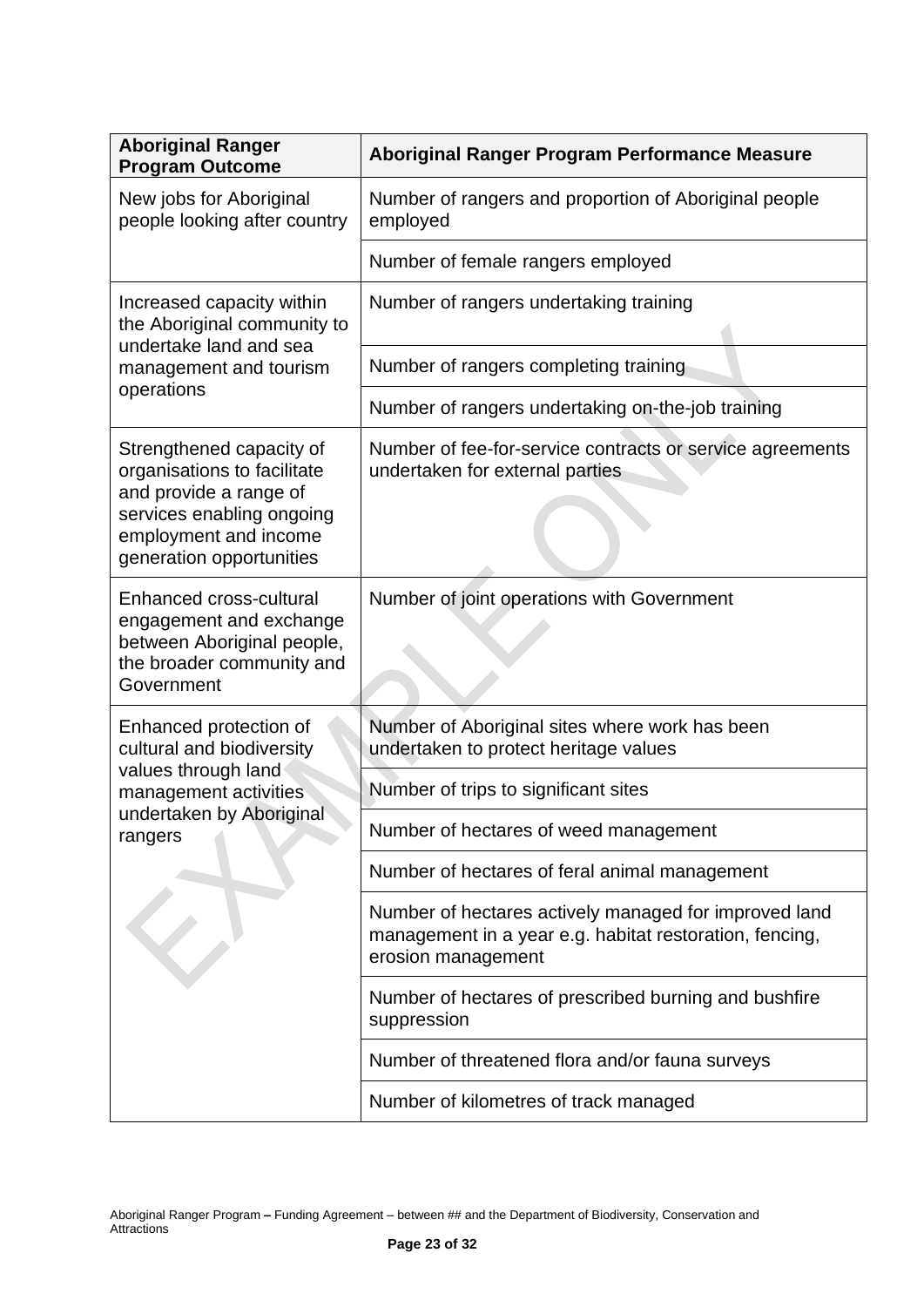| Aboriginal Ranger Program Outcome | Aboriginal Ranger Program Performance Measure |
|---|---|
| New jobs for Aboriginal people looking after country | Number of rangers and proportion of Aboriginal people employed |
| | Number of female rangers employed |
| Increased capacity within the Aboriginal community to undertake land and sea management and tourism operations | Number of rangers undertaking training |
| | Number of rangers completing training |
| | Number of rangers undertaking on-the-job training |
| Strengthened capacity of organisations to facilitate and provide a range of services enabling ongoing employment and income generation opportunities | Number of fee-for-service contracts or service agreements undertaken for external parties |
| Enhanced cross-cultural engagement and exchange between Aboriginal people, the broader community and Government | Number of joint operations with Government |
| Enhanced protection of cultural and biodiversity values through land management activities undertaken by Aboriginal rangers | Number of Aboriginal sites where work has been undertaken to protect heritage values |
| | Number of trips to significant sites |
| | Number of hectares of weed management |
| | Number of hectares of feral animal management |
| | Number of hectares actively managed for improved land management in a year e.g. habitat restoration, fencing, erosion management |
| | Number of hectares of prescribed burning and bushfire suppression |
| | Number of threatened flora and/or fauna surveys |
| | Number of kilometres of track managed |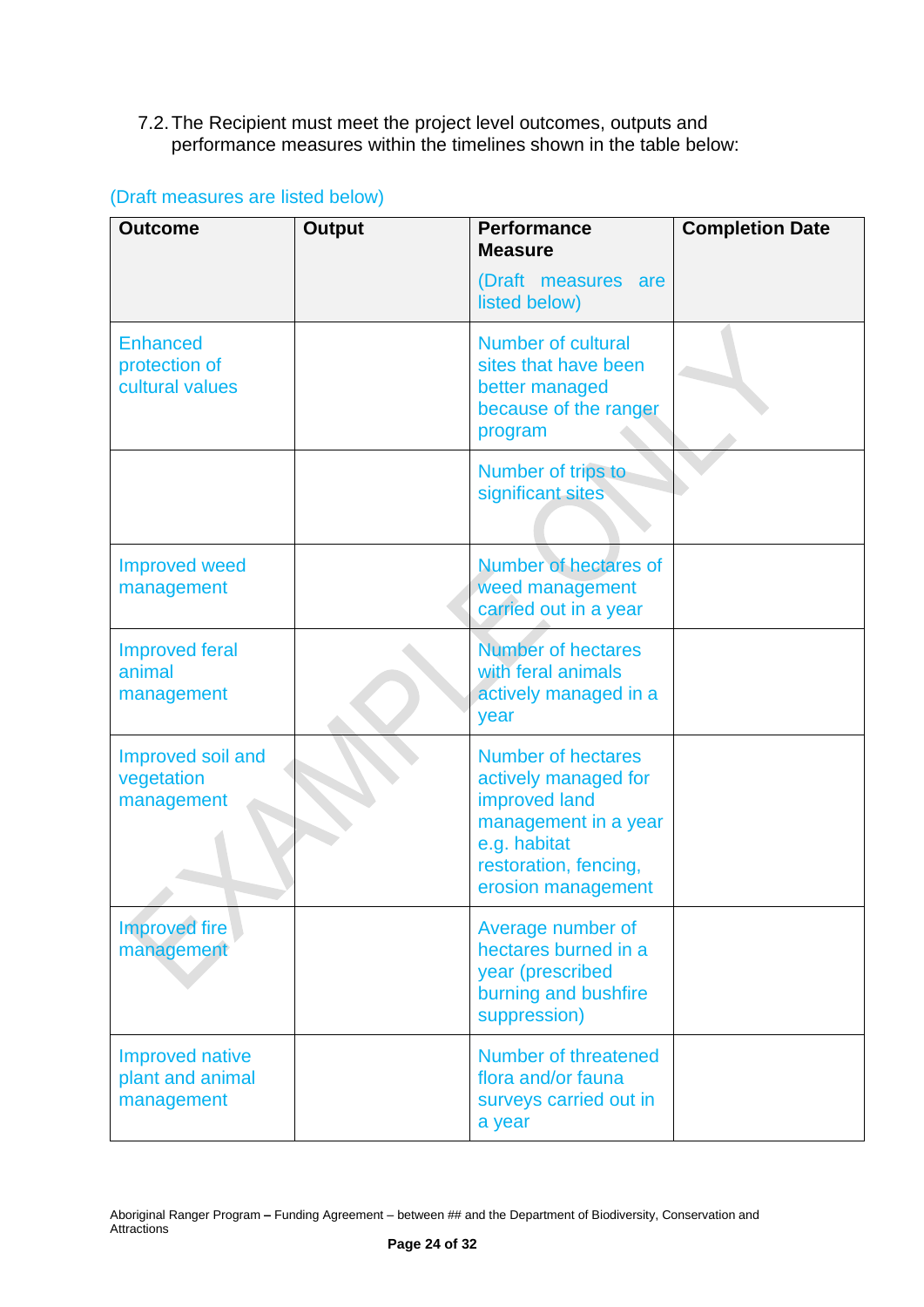7.2. The Recipient must meet the project level outcomes, outputs and performance measures within the timelines shown in the table below:

(Draft measures are listed below)

| Outcome | Output | Performance Measure (Draft measures are listed below) | Completion Date |
|---|---|---|---|
| Enhanced protection of cultural values | | Number of cultural sites that have been better managed because of the ranger program | |
| | | Number of trips to significant sites | |
| Improved weed management | | Number of hectares of weed management carried out in a year | |
| Improved feral animal management | | Number of hectares with feral animals actively managed in a year | |
| Improved soil and vegetation management | | Number of hectares actively managed for improved land management in a year e.g. habitat restoration, fencing, erosion management | |
| Improved fire management | | Average number of hectares burned in a year (prescribed burning and bushfire suppression) | |
| Improved native plant and animal management | | Number of threatened flora and/or fauna surveys carried out in a year | |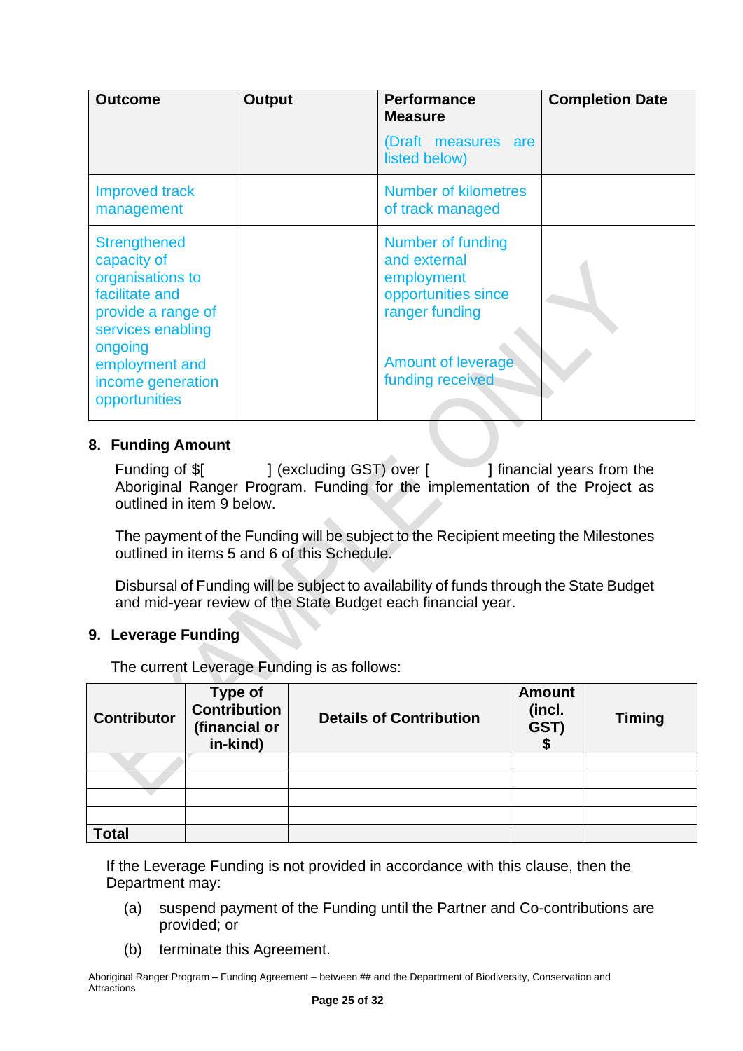| Outcome | Output | Performance Measure<br><br>(Draft measures are listed below) | Completion Date |
|---|---|---|---|
| Improved track management | | Number of kilometres of track managed | |
| Strengthened capacity of organisations to facilitate and provide a range of services enabling ongoing employment and income generation opportunities | | Number of funding and external employment opportunities since ranger funding<br><br>Amount of leverage funding received | |

## 8. Funding Amount

Funding of $[ ] (excluding GST) over [ ] financial years from the Aboriginal Ranger Program. Funding for the implementation of the Project as outlined in item 9 below.

The payment of the Funding will be subject to the Recipient meeting the Milestones outlined in items 5 and 6 of this Schedule.

Disbursal of Funding will be subject to availability of funds through the State Budget and mid-year review of the State Budget each financial year.

## 9. Leverage Funding

The current Leverage Funding is as follows:

| Contributor | Type of Contribution (financial or in-kind) | Details of Contribution | Amount (incl. GST) $ | Timing |
|---|---|---|---|---|
| | | | | |
| | | | | |
| | | | | |
| | | | | |
| **Total** | | | | |

If the Leverage Funding is not provided in accordance with this clause, then the Department may:

(a) suspend payment of the Funding until the Partner and Co-contributions are provided; or

(b) terminate this Agreement.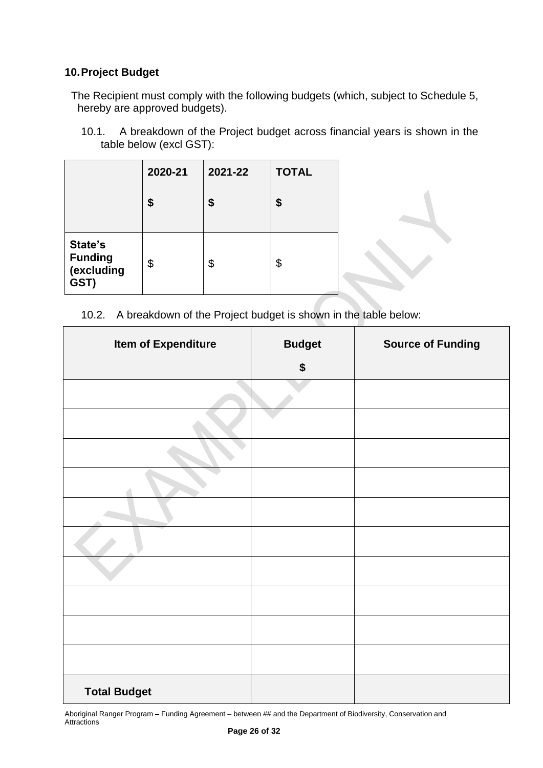## 10. Project Budget

The Recipient must comply with the following budgets (which, subject to Schedule 5, hereby are approved budgets).

10.1. A breakdown of the Project budget across financial years is shown in the table below (excl GST):

| | 2020-21<br>$ | 2021-22<br>$ | TOTAL<br>$ |
|---|---|---|---|
| **State's Funding (excluding GST)** | $ | $ | $ |

10.2. A breakdown of the Project budget is shown in the table below:

| Item of Expenditure | Budget<br>$ | Source of Funding |
|---|---|---|
| | | |
| | | |
| | | |
| | | |
| | | |
| | | |
| | | |
| | | |
| | | |
| | | |
| **Total Budget** | | |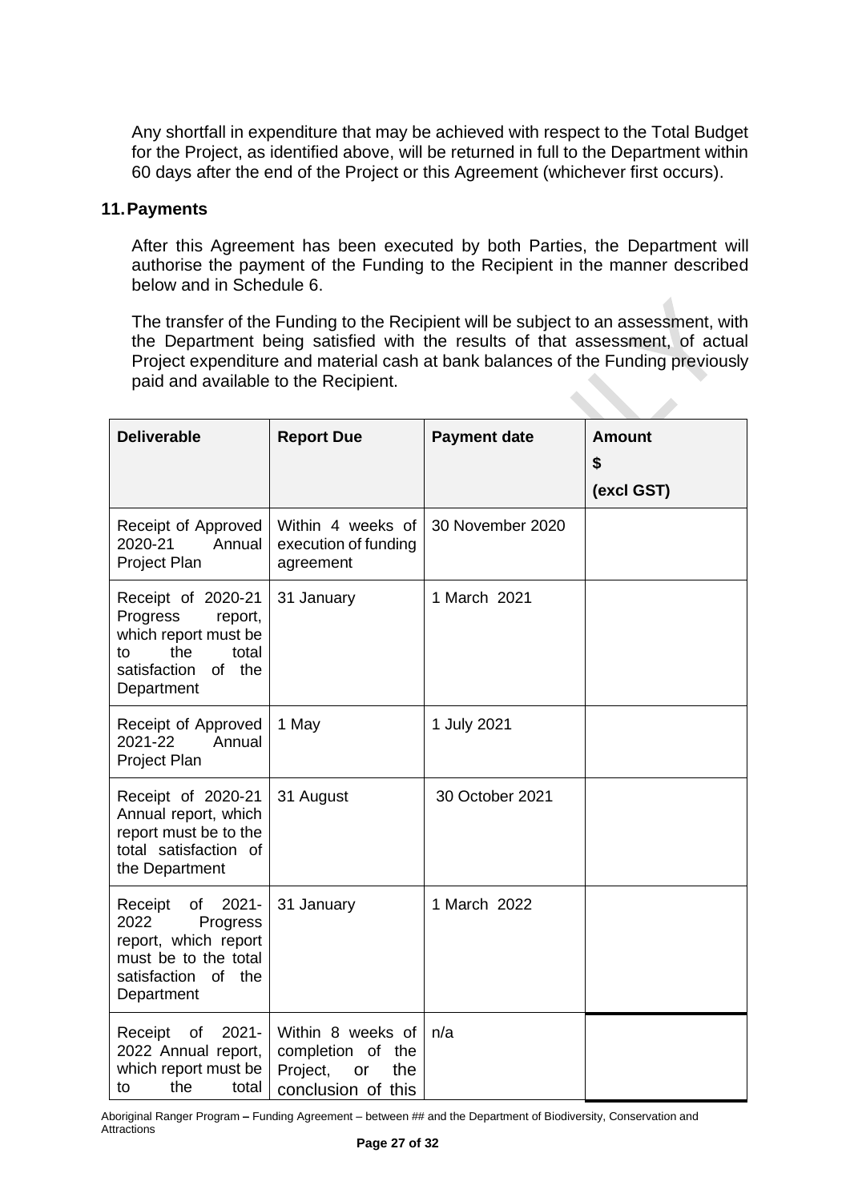Any shortfall in expenditure that may be achieved with respect to the Total Budget for the Project, as identified above, will be returned in full to the Department within 60 days after the end of the Project or this Agreement (whichever first occurs).

## 11. Payments

After this Agreement has been executed by both Parties, the Department will authorise the payment of the Funding to the Recipient in the manner described below and in Schedule 6.

The transfer of the Funding to the Recipient will be subject to an assessment, with the Department being satisfied with the results of that assessment, of actual Project expenditure and material cash at bank balances of the Funding previously paid and available to the Recipient.

| Deliverable | Report Due | Payment date | Amount $ (excl GST) |
|---|---|---|---|
| Receipt of Approved 2020-21 Annual Project Plan | Within 4 weeks of execution of funding agreement | 30 November 2020 | |
| Receipt of 2020-21 Progress report, which report must be to the total satisfaction of the Department | 31 January | 1 March 2021 | |
| Receipt of Approved 2021-22 Annual Project Plan | 1 May | 1 July 2021 | |
| Receipt of 2020-21 Annual report, which report must be to the total satisfaction of the Department | 31 August | 30 October 2021 | |
| Receipt of 2021-2022 Progress report, which report must be to the total satisfaction of the Department | 31 January | 1 March 2022 | |
| Receipt of 2021-2022 Annual report, which report must be to the total | Within 8 weeks of completion of the Project, or the conclusion of this | n/a | |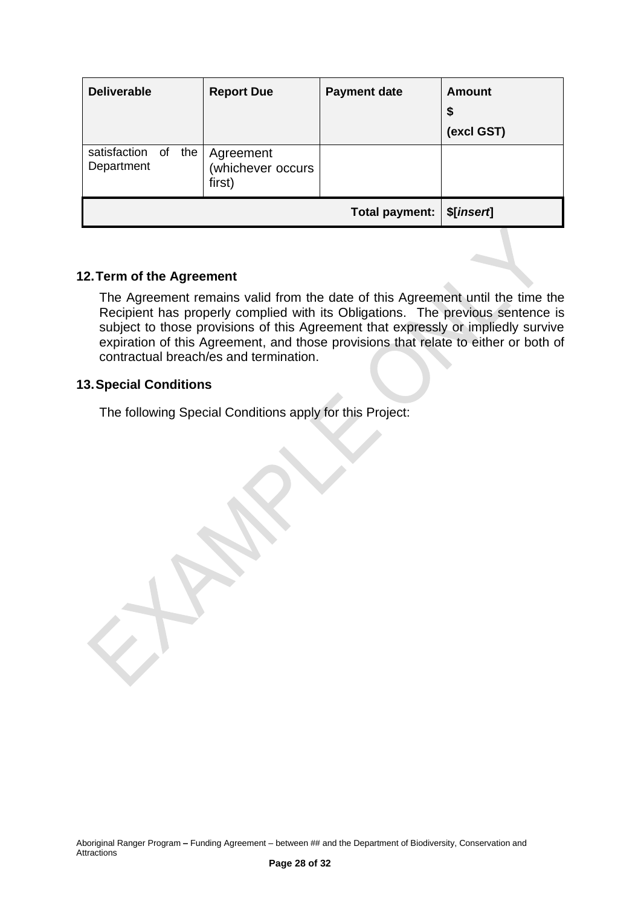| Deliverable | Report Due | Payment date | Amount $ (excl GST) |
|---|---|---|---|
| satisfaction of the Department | Agreement (whichever occurs first) | | |
| | | **Total payment:** | **$[*insert*]** |

## 12. Term of the Agreement

The Agreement remains valid from the date of this Agreement until the time the Recipient has properly complied with its Obligations. The previous sentence is subject to those provisions of this Agreement that expressly or impliedly survive expiration of this Agreement, and those provisions that relate to either or both of contractual breach/es and termination.

## 13. Special Conditions

The following Special Conditions apply for this Project: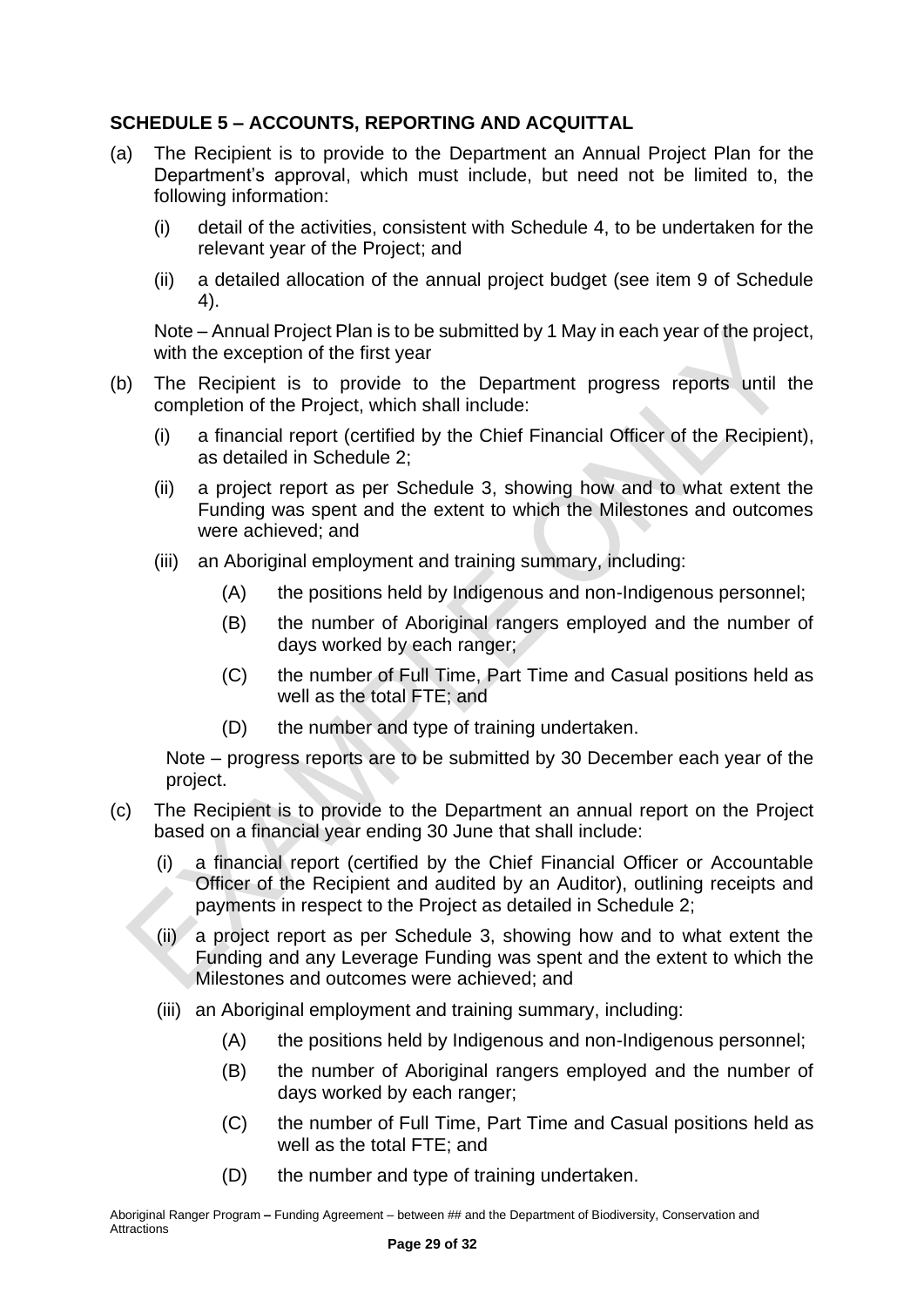## SCHEDULE 5 – ACCOUNTS, REPORTING AND ACQUITTAL

(a) The Recipient is to provide to the Department an Annual Project Plan for the Department's approval, which must include, but need not be limited to, the following information:

   (i) detail of the activities, consistent with Schedule 4, to be undertaken for the relevant year of the Project; and

   (ii) a detailed allocation of the annual project budget (see item 9 of Schedule 4).

   Note – Annual Project Plan is to be submitted by 1 May in each year of the project, with the exception of the first year

(b) The Recipient is to provide to the Department progress reports until the completion of the Project, which shall include:

   (i) a financial report (certified by the Chief Financial Officer of the Recipient), as detailed in Schedule 2;

   (ii) a project report as per Schedule 3, showing how and to what extent the Funding was spent and the extent to which the Milestones and outcomes were achieved; and

   (iii) an Aboriginal employment and training summary, including:

      (A) the positions held by Indigenous and non-Indigenous personnel;

      (B) the number of Aboriginal rangers employed and the number of days worked by each ranger;

      (C) the number of Full Time, Part Time and Casual positions held as well as the total FTE; and

      (D) the number and type of training undertaken.

   Note – progress reports are to be submitted by 30 December each year of the project.

(c) The Recipient is to provide to the Department an annual report on the Project based on a financial year ending 30 June that shall include:

   (i) a financial report (certified by the Chief Financial Officer or Accountable Officer of the Recipient and audited by an Auditor), outlining receipts and payments in respect to the Project as detailed in Schedule 2;

   (ii) a project report as per Schedule 3, showing how and to what extent the Funding and any Leverage Funding was spent and the extent to which the Milestones and outcomes were achieved; and

   (iii) an Aboriginal employment and training summary, including:

      (A) the positions held by Indigenous and non-Indigenous personnel;

      (B) the number of Aboriginal rangers employed and the number of days worked by each ranger;

      (C) the number of Full Time, Part Time and Casual positions held as well as the total FTE; and

      (D) the number and type of training undertaken.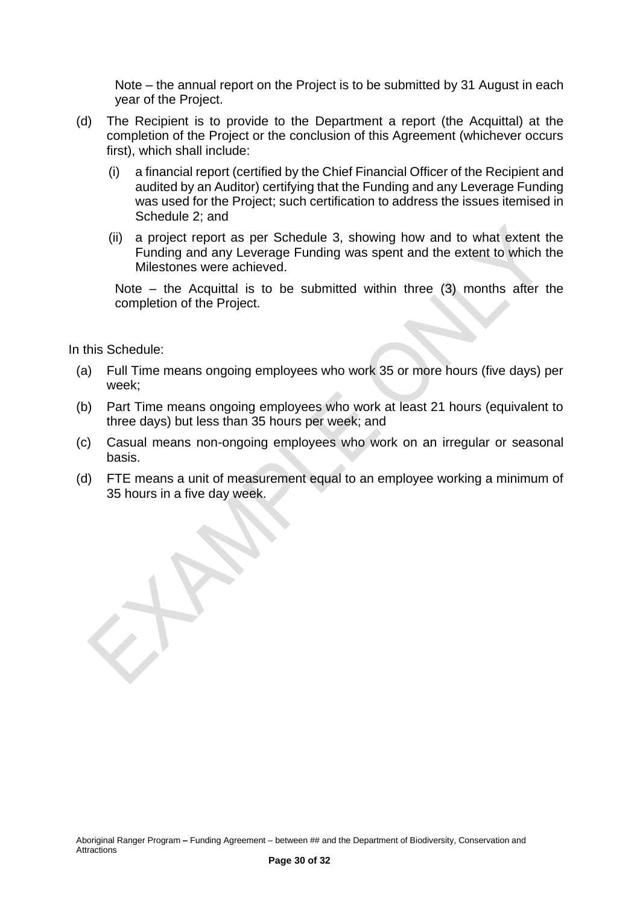Note – the annual report on the Project is to be submitted by 31 August in each year of the Project.

(d) The Recipient is to provide to the Department a report (the Acquittal) at the completion of the Project or the conclusion of this Agreement (whichever occurs first), which shall include:

   (i) a financial report (certified by the Chief Financial Officer of the Recipient and audited by an Auditor) certifying that the Funding and any Leverage Funding was used for the Project; such certification to address the issues itemised in Schedule 2; and

   (ii) a project report as per Schedule 3, showing how and to what extent the Funding and any Leverage Funding was spent and the extent to which the Milestones were achieved.

Note – the Acquittal is to be submitted within three (3) months after the completion of the Project.

In this Schedule:

(a) Full Time means ongoing employees who work 35 or more hours (five days) per week;

(b) Part Time means ongoing employees who work at least 21 hours (equivalent to three days) but less than 35 hours per week; and

(c) Casual means non-ongoing employees who work on an irregular or seasonal basis.

(d) FTE means a unit of measurement equal to an employee working a minimum of 35 hours in a five day week.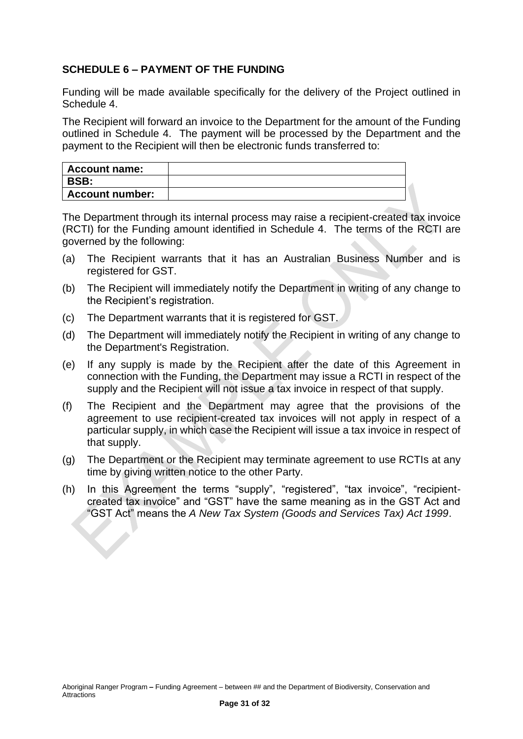## SCHEDULE 6 – PAYMENT OF THE FUNDING

Funding will be made available specifically for the delivery of the Project outlined in Schedule 4.

The Recipient will forward an invoice to the Department for the amount of the Funding outlined in Schedule 4. The payment will be processed by the Department and the payment to the Recipient will then be electronic funds transferred to:

| **Account name:** | |
|---|---|
| **BSB:** | |
| **Account number:** | |

The Department through its internal process may raise a recipient-created tax invoice (RCTI) for the Funding amount identified in Schedule 4. The terms of the RCTI are governed by the following:

(a) The Recipient warrants that it has an Australian Business Number and is registered for GST.

(b) The Recipient will immediately notify the Department in writing of any change to the Recipient's registration.

(c) The Department warrants that it is registered for GST.

(d) The Department will immediately notify the Recipient in writing of any change to the Department's Registration.

(e) If any supply is made by the Recipient after the date of this Agreement in connection with the Funding, the Department may issue a RCTI in respect of the supply and the Recipient will not issue a tax invoice in respect of that supply.

(f) The Recipient and the Department may agree that the provisions of the agreement to use recipient-created tax invoices will not apply in respect of a particular supply, in which case the Recipient will issue a tax invoice in respect of that supply.

(g) The Department or the Recipient may terminate agreement to use RCTIs at any time by giving written notice to the other Party.

(h) In this Agreement the terms "supply", "registered", "tax invoice", "recipient-created tax invoice" and "GST" have the same meaning as in the GST Act and "GST Act" means the *A New Tax System (Goods and Services Tax) Act 1999*.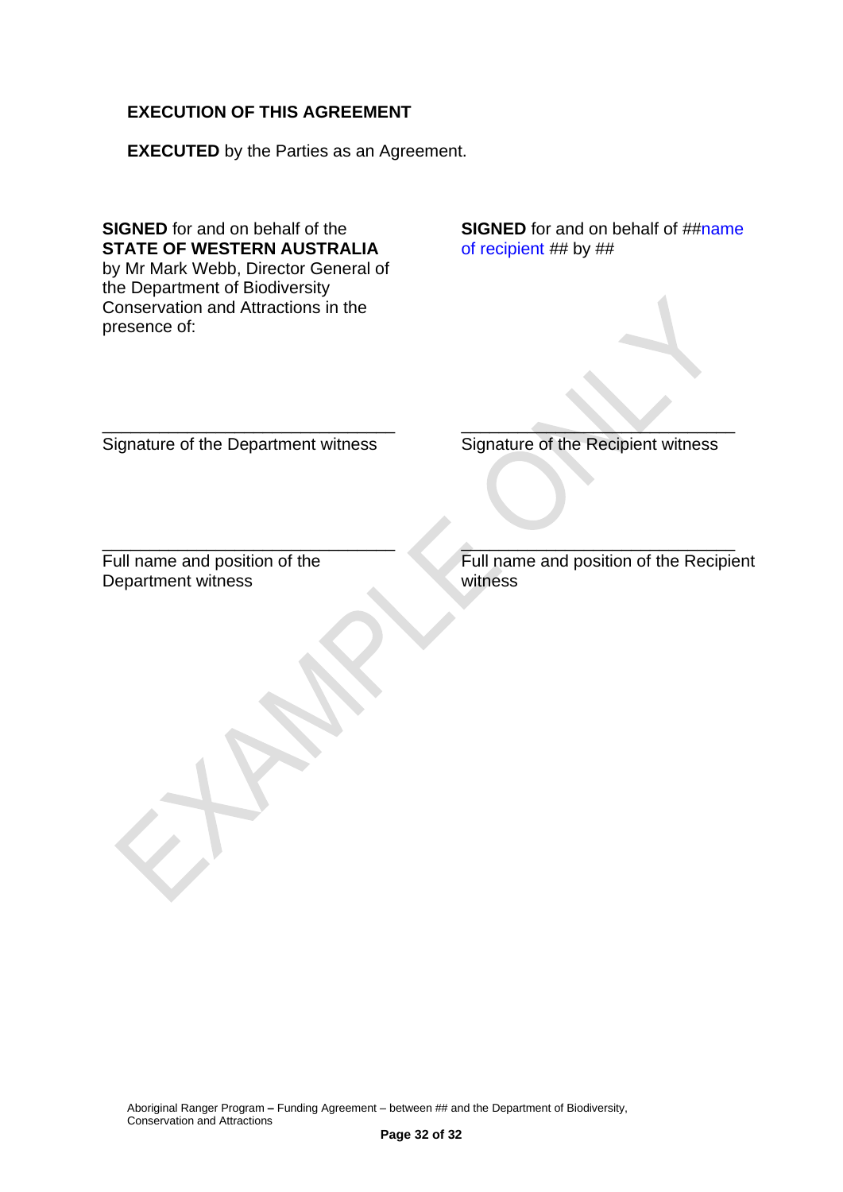**EXECUTION OF THIS AGREEMENT**

**EXECUTED** by the Parties as an Agreement.

**SIGNED** for and on behalf of the **STATE OF WESTERN AUSTRALIA** by Mr Mark Webb, Director General of the Department of Biodiversity Conservation and Attractions in the presence of:

\_\_\_\_\_\_\_\_\_\_\_\_\_\_\_\_\_\_\_\_\_\_\_\_\_\_\_\_\_\_\_\_
Signature of the Department witness

\_\_\_\_\_\_\_\_\_\_\_\_\_\_\_\_\_\_\_\_\_\_\_\_\_\_\_\_\_\_\_\_
Full name and position of the Department witness

**SIGNED** for and on behalf of ##name of recipient ## by ##

\_\_\_\_\_\_\_\_\_\_\_\_\_\_\_\_\_\_\_\_\_\_\_\_\_\_\_\_\_\_\_\_
Signature of the Recipient witness

\_\_\_\_\_\_\_\_\_\_\_\_\_\_\_\_\_\_\_\_\_\_\_\_\_\_\_\_\_\_\_\_
Full name and position of the Recipient witness

EXAMPLE ONLY